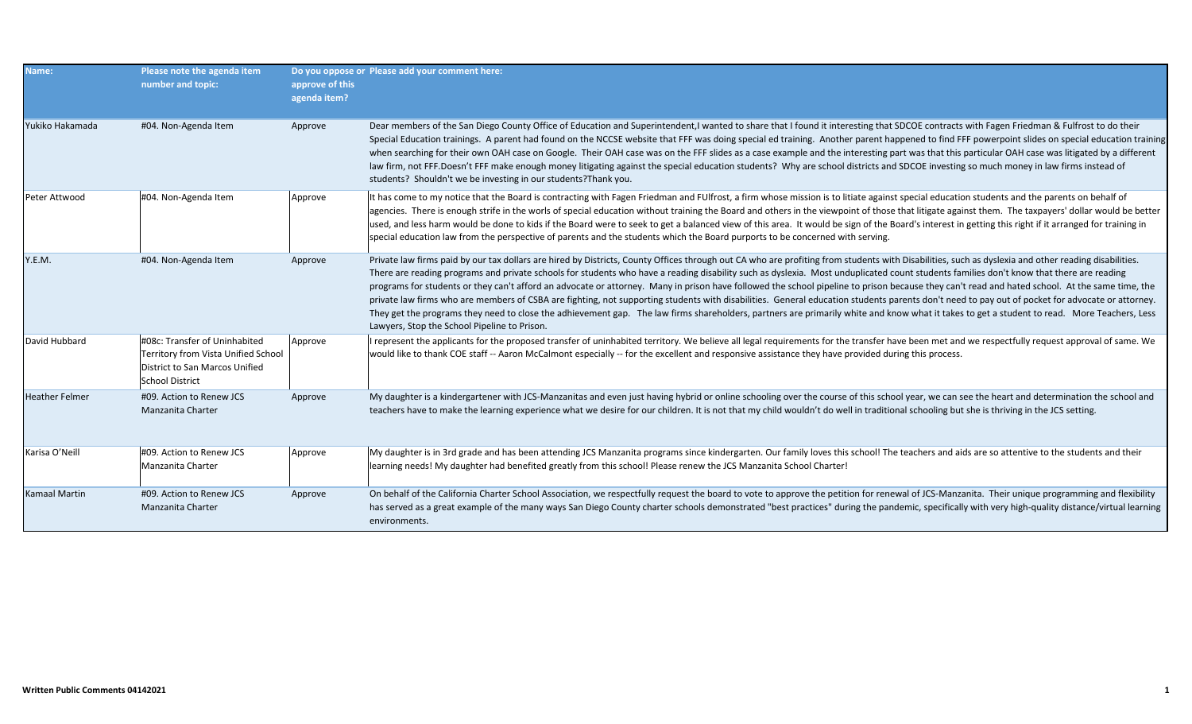| Name: | Please note the agenda item number and topic: | Do you oppose or approve of this agenda item? | Please add your comment here: |
|---|---|---|---|
| Yukiko Hakamada | #04. Non-Agenda Item | Approve | Dear members of the San Diego County Office of Education and Superintendent,I wanted to share that I found it interesting that SDCOE contracts with Fagen Friedman & Fulfrost to do their Special Education trainings. A parent had found on the NCCSE website that FFF was doing special ed training. Another parent happened to find FFF powerpoint slides on special education training when searching for their own OAH case on Google. Their OAH case was on the FFF slides as a case example and the interesting part was that this particular OAH case was litigated by a different law firm, not FFF.Doesn't FFF make enough money litigating against the special education students? Why are school districts and SDCOE investing so much money in law firms instead of students? Shouldn't we be investing in our students?Thank you. |
| Peter Attwood | #04. Non-Agenda Item | Approve | It has come to my notice that the Board is contracting with Fagen Friedman and FUlfrost, a firm whose mission is to litiate against special education students and the parents on behalf of agencies. There is enough strife in the worls of special education without training the Board and others in the viewpoint of those that litigate against them. The taxpayers' dollar would be better used, and less harm would be done to kids if the Board were to seek to get a balanced view of this area. It would be sign of the Board's interest in getting this right if it arranged for training in special education law from the perspective of parents and the students which the Board purports to be concerned with serving. |
| Y.E.M. | #04. Non-Agenda Item | Approve | Private law firms paid by our tax dollars are hired by Districts, County Offices through out CA who are profiting from students with Disabilities, such as dyslexia and other reading disabilities. There are reading programs and private schools for students who have a reading disability such as dyslexia. Most unduplicated count students families don't know that there are reading programs for students or they can't afford an advocate or attorney. Many in prison have followed the school pipeline to prison because they can't read and hated school. At the same time, the private law firms who are members of CSBA are fighting, not supporting students with disabilities. General education students parents don't need to pay out of pocket for advocate or attorney. They get the programs they need to close the adhievement gap. The law firms shareholders, partners are primarily white and know what it takes to get a student to read. More Teachers, Less Lawyers, Stop the School Pipeline to Prison. |
| David Hubbard | #08c: Transfer of Uninhabited Territory from Vista Unified School District to San Marcos Unified School District | Approve | I represent the applicants for the proposed transfer of uninhabited territory. We believe all legal requirements for the transfer have been met and we respectfully request approval of same. We would like to thank COE staff -- Aaron McCalmont especially -- for the excellent and responsive assistance they have provided during this process. |
| Heather Felmer | #09. Action to Renew JCS Manzanita Charter | Approve | My daughter is a kindergartener with JCS-Manzanitas and even just having hybrid or online schooling over the course of this school year, we can see the heart and determination the school and teachers have to make the learning experience what we desire for our children. It is not that my child wouldn't do well in traditional schooling but she is thriving in the JCS setting. |
| Karisa O'Neill | #09. Action to Renew JCS Manzanita Charter | Approve | My daughter is in 3rd grade and has been attending JCS Manzanita programs since kindergarten. Our family loves this school! The teachers and aids are so attentive to the students and their learning needs! My daughter had benefited greatly from this school! Please renew the JCS Manzanita School Charter! |
| Kamaal Martin | #09. Action to Renew JCS Manzanita Charter | Approve | On behalf of the California Charter School Association, we respectfully request the board to vote to approve the petition for renewal of JCS-Manzanita. Their unique programming and flexibility has served as a great example of the many ways San Diego County charter schools demonstrated "best practices" during the pandemic, specifically with very high-quality distance/virtual learning environments. |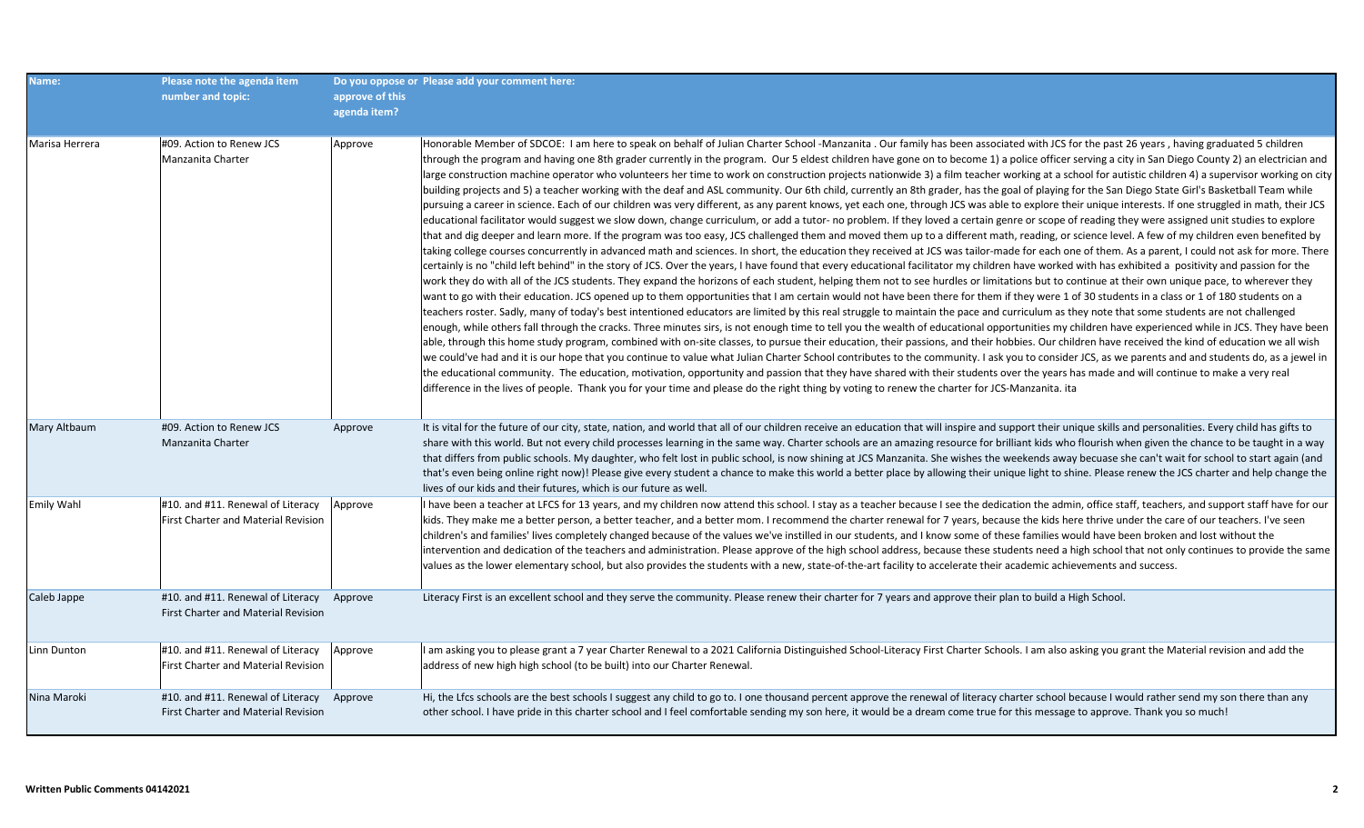| Name: | Please note the agenda item number and topic: | Do you oppose or approve of this agenda item? | Please add your comment here: |
|---|---|---|---|
| Marisa Herrera | #09. Action to Renew JCS Manzanita Charter | Approve | Honorable Member of SDCOE: I am here to speak on behalf of Julian Charter School -Manzanita . Our family has been associated with JCS for the past 26 years , having graduated 5 children through the program and having one 8th grader currently in the program. Our 5 eldest children have gone on to become 1) a police officer serving a city in San Diego County 2) an electrician and large construction machine operator who volunteers her time to work on construction projects nationwide 3) a film teacher working at a school for autistic children 4) a supervisor working on city building projects and 5) a teacher working with the deaf and ASL community. Our 6th child, currently an 8th grader, has the goal of playing for the San Diego State Girl's Basketball Team while pursuing a career in science. Each of our children was very different, as any parent knows, yet each one, through JCS was able to explore their unique interests. If one struggled in math, their JCS educational facilitator would suggest we slow down, change curriculum, or add a tutor- no problem. If they loved a certain genre or scope of reading they were assigned unit studies to explore that and dig deeper and learn more. If the program was too easy, JCS challenged them and moved them up to a different math, reading, or science level. A few of my children even benefited by taking college courses concurrently in advanced math and sciences. In short, the education they received at JCS was tailor-made for each one of them. As a parent, I could not ask for more. There certainly is no "child left behind" in the story of JCS. Over the years, I have found that every educational facilitator my children have worked with has exhibited a positivity and passion for the work they do with all of the JCS students. They expand the horizons of each student, helping them not to see hurdles or limitations but to continue at their own unique pace, to wherever they want to go with their education. JCS opened up to them opportunities that I am certain would not have been there for them if they were 1 of 30 students in a class or 1 of 180 students on a teachers roster. Sadly, many of today's best intentioned educators are limited by this real struggle to maintain the pace and curriculum as they note that some students are not challenged enough, while others fall through the cracks. Three minutes sirs, is not enough time to tell you the wealth of educational opportunities my children have experienced while in JCS. They have been able, through this home study program, combined with on-site classes, to pursue their education, their passions, and their hobbies. Our children have received the kind of education we all wish we could've had and it is our hope that you continue to value what Julian Charter School contributes to the community. I ask you to consider JCS, as we parents and and students do, as a jewel in the educational community. The education, motivation, opportunity and passion that they have shared with their students over the years has made and will continue to make a very real difference in the lives of people. Thank you for your time and please do the right thing by voting to renew the charter for JCS-Manzanita. ita |
| Mary Altbaum | #09. Action to Renew JCS Manzanita Charter | Approve | It is vital for the future of our city, state, nation, and world that all of our children receive an education that will inspire and support their unique skills and personalities. Every child has gifts to share with this world. But not every child processes learning in the same way. Charter schools are an amazing resource for brilliant kids who flourish when given the chance to be taught in a way that differs from public schools. My daughter, who felt lost in public school, is now shining at JCS Manzanita. She wishes the weekends away becuase she can't wait for school to start again (and that's even being online right now)! Please give every student a chance to make this world a better place by allowing their unique light to shine. Please renew the JCS charter and help change the lives of our kids and their futures, which is our future as well. |
| Emily Wahl | #10. and #11. Renewal of Literacy First Charter and Material Revision | Approve | I have been a teacher at LFCS for 13 years, and my children now attend this school. I stay as a teacher because I see the dedication the admin, office staff, teachers, and support staff have for our kids. They make me a better person, a better teacher, and a better mom. I recommend the charter renewal for 7 years, because the kids here thrive under the care of our teachers. I've seen children's and families' lives completely changed because of the values we've instilled in our students, and I know some of these families would have been broken and lost without the intervention and dedication of the teachers and administration. Please approve of the high school address, because these students need a high school that not only continues to provide the same values as the lower elementary school, but also provides the students with a new, state-of-the-art facility to accelerate their academic achievements and success. |
| Caleb Jappe | #10. and #11. Renewal of Literacy First Charter and Material Revision | Approve | Literacy First is an excellent school and they serve the community. Please renew their charter for 7 years and approve their plan to build a High School. |
| Linn Dunton | #10. and #11. Renewal of Literacy First Charter and Material Revision | Approve | I am asking you to please grant a 7 year Charter Renewal to a 2021 California Distinguished School-Literacy First Charter Schools. I am also asking you grant the Material revision and add the address of new high high school (to be built) into our Charter Renewal. |
| Nina Maroki | #10. and #11. Renewal of Literacy First Charter and Material Revision | Approve | Hi, the Lfcs schools are the best schools I suggest any child to go to. I one thousand percent approve the renewal of literacy charter school because I would rather send my son there than any other school. I have pride in this charter school and I feel comfortable sending my son here, it would be a dream come true for this message to approve. Thank you so much! |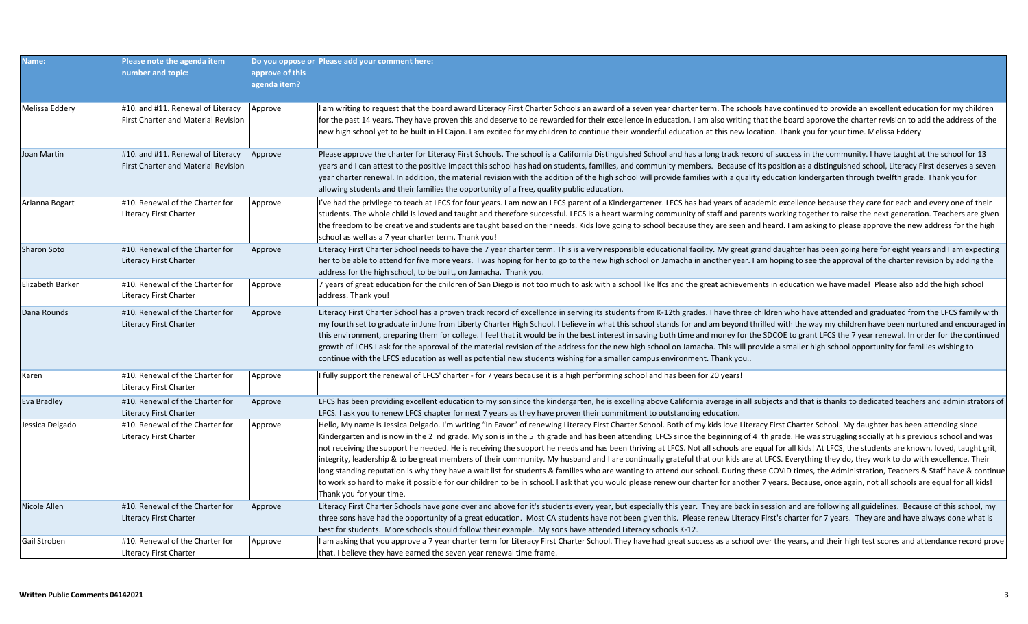| Name: | Please note the agenda item number and topic: | Do you oppose or approve of this agenda item? | Please add your comment here: |
| --- | --- | --- | --- |
| Melissa Eddery | #10. and #11. Renewal of Literacy First Charter and Material Revision | Approve | I am writing to request that the board award Literacy First Charter Schools an award of a seven year charter term. The schools have continued to provide an excellent education for my children for the past 14 years. They have proven this and deserve to be rewarded for their excellence in education. I am also writing that the board approve the charter revision to add the address of the new high school yet to be built in El Cajon. I am excited for my children to continue their wonderful education at this new location. Thank you for your time. Melissa Eddery |
| Joan Martin | #10. and #11. Renewal of Literacy First Charter and Material Revision | Approve | Please approve the charter for Literacy First Schools. The school is a California Distinguished School and has a long track record of success in the community. I have taught at the school for 13 years and I can attest to the positive impact this school has had on students, families, and community members. Because of its position as a distinguished school, Literacy First deserves a seven year charter renewal. In addition, the material revision with the addition of the high school will provide families with a quality education kindergarten through twelfth grade. Thank you for allowing students and their families the opportunity of a free, quality public education. |
| Arianna Bogart | #10. Renewal of the Charter for Literacy First Charter | Approve | I've had the privilege to teach at LFCS for four years. I am now an LFCS parent of a Kindergartener. LFCS has had years of academic excellence because they care for each and every one of their students. The whole child is loved and taught and therefore successful. LFCS is a heart warming community of staff and parents working together to raise the next generation. Teachers are given the freedom to be creative and students are taught based on their needs. Kids love going to school because they are seen and heard. I am asking to please approve the new address for the high school as well as a 7 year charter term. Thank you! |
| Sharon Soto | #10. Renewal of the Charter for Literacy First Charter | Approve | Literacy First Charter School needs to have the 7 year charter term. This is a very responsible educational facility. My great grand daughter has been going here for eight years and I am expecting her to be able to attend for five more years. I was hoping for her to go to the new high school on Jamacha in another year. I am hoping to see the approval of the charter revision by adding the address for the high school, to be built, on Jamacha. Thank you. |
| Elizabeth Barker | #10. Renewal of the Charter for Literacy First Charter | Approve | 7 years of great education for the children of San Diego is not too much to ask with a school like lfcs and the great achievements in education we have made! Please also add the high school address. Thank you! |
| Dana Rounds | #10. Renewal of the Charter for Literacy First Charter | Approve | Literacy First Charter School has a proven track record of excellence in serving its students from K-12th grades. I have three children who have attended and graduated from the LFCS family with my fourth set to graduate in June from Liberty Charter High School. I believe in what this school stands for and am beyond thrilled with the way my children have been nurtured and encouraged in this environment, preparing them for college. I feel that it would be in the best interest in saving both time and money for the SDCOE to grant LFCS the 7 year renewal. In order for the continued growth of LCHS I ask for the approval of the material revision of the address for the new high school on Jamacha. This will provide a smaller high school opportunity for families wishing to continue with the LFCS education as well as potential new students wishing for a smaller campus environment. Thank you.. |
| Karen | #10. Renewal of the Charter for Literacy First Charter | Approve | I fully support the renewal of LFCS' charter - for 7 years because it is a high performing school and has been for 20 years! |
| Eva Bradley | #10. Renewal of the Charter for Literacy First Charter | Approve | LFCS has been providing excellent education to my son since the kindergarten, he is excelling above California average in all subjects and that is thanks to dedicated teachers and administrators of LFCS. I ask you to renew LFCS chapter for next 7 years as they have proven their commitment to outstanding education. |
| Jessica Delgado | #10. Renewal of the Charter for Literacy First Charter | Approve | Hello, My name is Jessica Delgado. I'm writing "In Favor" of renewing Literacy First Charter School. Both of my kids love Literacy First Charter School. My daughter has been attending since Kindergarten and is now in the 2 nd grade. My son is in the 5 th grade and has been attending LFCS since the beginning of 4 th grade. He was struggling socially at his previous school and was not receiving the support he needed. He is receiving the support he needs and has been thriving at LFCS. Not all schools are equal for all kids! At LFCS, the students are known, loved, taught grit, integrity, leadership & to be great members of their community. My husband and I are continually grateful that our kids are at LFCS. Everything they do, they work to do with excellence. Their long standing reputation is why they have a wait list for students & families who are wanting to attend our school. During these COVID times, the Administration, Teachers & Staff have & continue to work so hard to make it possible for our children to be in school. I ask that you would please renew our charter for another 7 years. Because, once again, not all schools are equal for all kids! Thank you for your time. |
| Nicole Allen | #10. Renewal of the Charter for Literacy First Charter | Approve | Literacy First Charter Schools have gone over and above for it's students every year, but especially this year. They are back in session and are following all guidelines. Because of this school, my three sons have had the opportunity of a great education. Most CA students have not been given this. Please renew Literacy First's charter for 7 years. They are and have always done what is best for students. More schools should follow their example. My sons have attended Literacy schools K-12. |
| Gail Stroben | #10. Renewal of the Charter for Literacy First Charter | Approve | I am asking that you approve a 7 year charter term for Literacy First Charter School. They have had great success as a school over the years, and their high test scores and attendance record prove that. I believe they have earned the seven year renewal time frame. |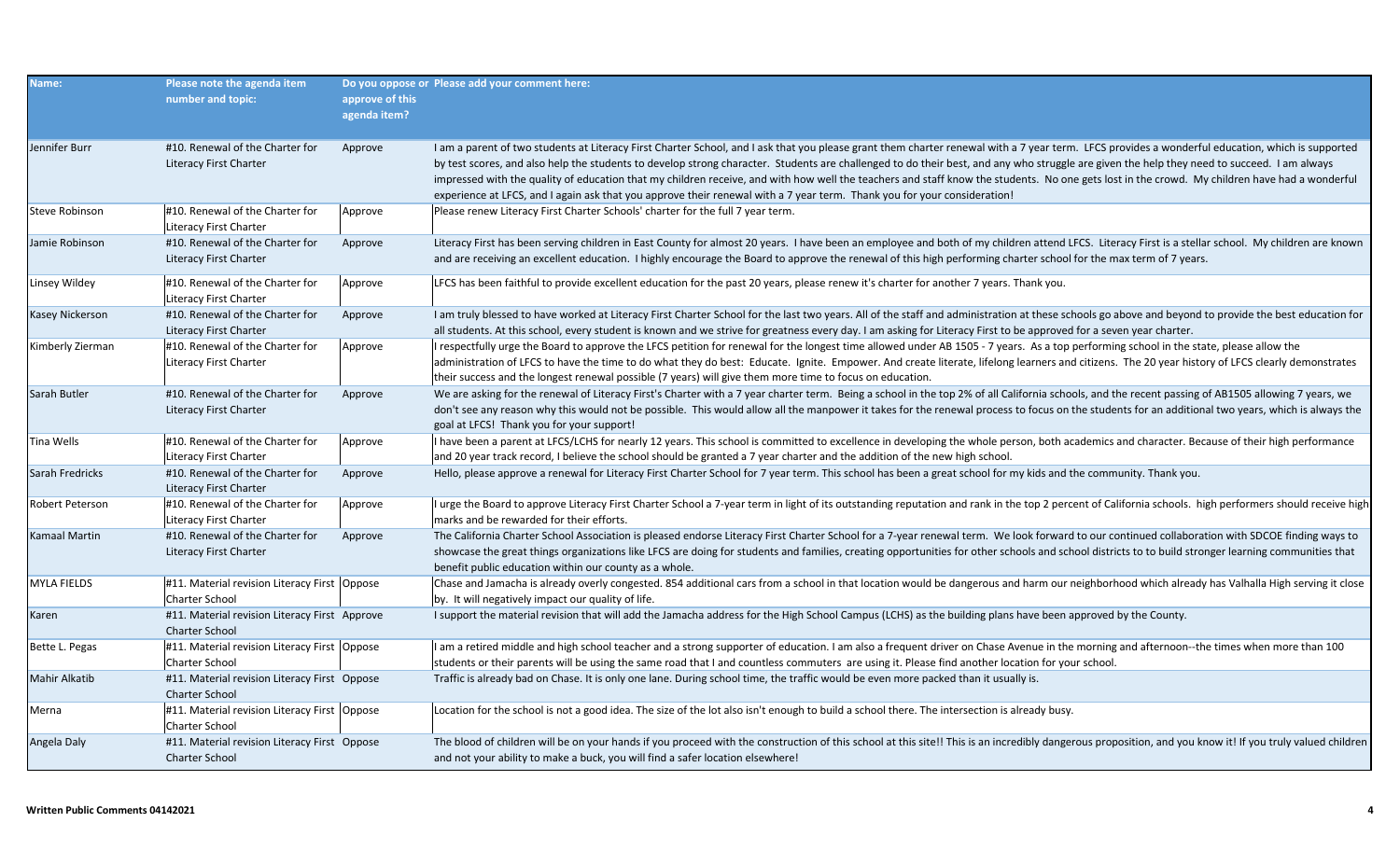| Name: | Please note the agenda item number and topic: | Do you oppose or approve of this agenda item? | Please add your comment here: |
| --- | --- | --- | --- |
| Jennifer Burr | #10. Renewal of the Charter for Literacy First Charter | Approve | I am a parent of two students at Literacy First Charter School, and I ask that you please grant them charter renewal with a 7 year term. LFCS provides a wonderful education, which is supported by test scores, and also help the students to develop strong character. Students are challenged to do their best, and any who struggle are given the help they need to succeed. I am always impressed with the quality of education that my children receive, and with how well the teachers and staff know the students. No one gets lost in the crowd. My children have had a wonderful experience at LFCS, and I again ask that you approve their renewal with a 7 year term. Thank you for your consideration! |
| Steve Robinson | #10. Renewal of the Charter for Literacy First Charter | Approve | Please renew Literacy First Charter Schools' charter for the full 7 year term. |
| Jamie Robinson | #10. Renewal of the Charter for Literacy First Charter | Approve | Literacy First has been serving children in East County for almost 20 years. I have been an employee and both of my children attend LFCS. Literacy First is a stellar school. My children are known and are receiving an excellent education. I highly encourage the Board to approve the renewal of this high performing charter school for the max term of 7 years. |
| Linsey Wildey | #10. Renewal of the Charter for Literacy First Charter | Approve | LFCS has been faithful to provide excellent education for the past 20 years, please renew it's charter for another 7 years. Thank you. |
| Kasey Nickerson | #10. Renewal of the Charter for Literacy First Charter | Approve | I am truly blessed to have worked at Literacy First Charter School for the last two years. All of the staff and administration at these schools go above and beyond to provide the best education for all students. At this school, every student is known and we strive for greatness every day. I am asking for Literacy First to be approved for a seven year charter. |
| Kimberly Zierman | #10. Renewal of the Charter for Literacy First Charter | Approve | I respectfully urge the Board to approve the LFCS petition for renewal for the longest time allowed under AB 1505 - 7 years. As a top performing school in the state, please allow the administration of LFCS to have the time to do what they do best: Educate. Ignite. Empower. And create literate, lifelong learners and citizens. The 20 year history of LFCS clearly demonstrates their success and the longest renewal possible (7 years) will give them more time to focus on education. |
| Sarah Butler | #10. Renewal of the Charter for Literacy First Charter | Approve | We are asking for the renewal of Literacy First's Charter with a 7 year charter term. Being a school in the top 2% of all California schools, and the recent passing of AB1505 allowing 7 years, we don't see any reason why this would not be possible. This would allow all the manpower it takes for the renewal process to focus on the students for an additional two years, which is always the goal at LFCS! Thank you for your support! |
| Tina Wells | #10. Renewal of the Charter for Literacy First Charter | Approve | I have been a parent at LFCS/LCHS for nearly 12 years. This school is committed to excellence in developing the whole person, both academics and character. Because of their high performance and 20 year track record, I believe the school should be granted a 7 year charter and the addition of the new high school. |
| Sarah Fredricks | #10. Renewal of the Charter for Literacy First Charter | Approve | Hello, please approve a renewal for Literacy First Charter School for 7 year term. This school has been a great school for my kids and the community. Thank you. |
| Robert Peterson | #10. Renewal of the Charter for Literacy First Charter | Approve | I urge the Board to approve Literacy First Charter School a 7-year term in light of its outstanding reputation and rank in the top 2 percent of California schools. high performers should receive high marks and be rewarded for their efforts. |
| Kamaal Martin | #10. Renewal of the Charter for Literacy First Charter | Approve | The California Charter School Association is pleased endorse Literacy First Charter School for a 7-year renewal term. We look forward to our continued collaboration with SDCOE finding ways to showcase the great things organizations like LFCS are doing for students and families, creating opportunities for other schools and school districts to to build stronger learning communities that benefit public education within our county as a whole. |
| MYLA FIELDS | #11. Material revision Literacy First Charter School | Oppose | Chase and Jamacha is already overly congested. 854 additional cars from a school in that location would be dangerous and harm our neighborhood which already has Valhalla High serving it close by. It will negatively impact our quality of life. |
| Karen | #11. Material revision Literacy First Charter School | Approve | I support the material revision that will add the Jamacha address for the High School Campus (LCHS) as the building plans have been approved by the County. |
| Bette L. Pegas | #11. Material revision Literacy First Charter School | Oppose | I am a retired middle and high school teacher and a strong supporter of education. I am also a frequent driver on Chase Avenue in the morning and afternoon--the times when more than 100 students or their parents will be using the same road that I and countless commuters are using it. Please find another location for your school. |
| Mahir Alkatib | #11. Material revision Literacy First Charter School | Oppose | Traffic is already bad on Chase. It is only one lane. During school time, the traffic would be even more packed than it usually is. |
| Merna | #11. Material revision Literacy First Charter School | Oppose | Location for the school is not a good idea. The size of the lot also isn't enough to build a school there. The intersection is already busy. |
| Angela Daly | #11. Material revision Literacy First Charter School | Oppose | The blood of children will be on your hands if you proceed with the construction of this school at this site!! This is an incredibly dangerous proposition, and you know it! If you truly valued children and not your ability to make a buck, you will find a safer location elsewhere! |

**Written Public Comments 04142021**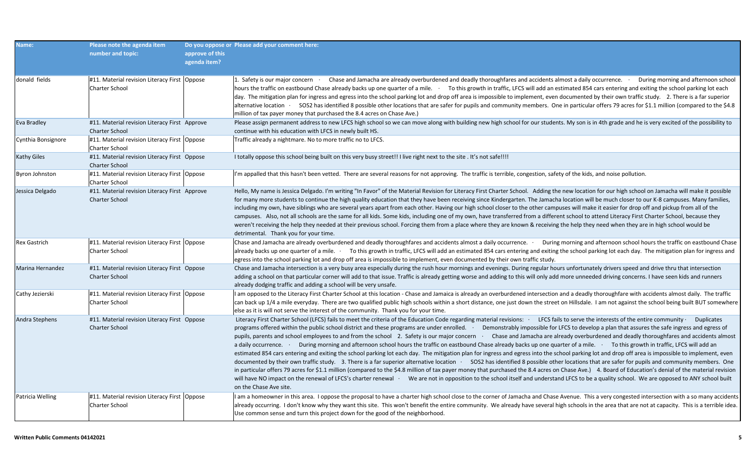| Name: | Please note the agenda item number and topic: | Do you oppose or approve of this agenda item? | Please add your comment here: |
|---|---|---|---|
| donald fields | #11. Material revision Literacy First Charter School | Oppose | 1. Safety is our major concern · Chase and Jamacha are already overburdened and deadly thoroughfares and accidents almost a daily occurrence. · During morning and afternoon school hours the traffic on eastbound Chase already backs up one quarter of a mile. · To this growth in traffic, LFCS will add an estimated 854 cars entering and exiting the school parking lot each day. The mitigation plan for ingress and egress into the school parking lot and drop off area is impossible to implement, even documented by their own traffic study. 2. There is a far superior alternative location · SOS2 has identified 8 possible other locations that are safer for pupils and community members. One in particular offers 79 acres for $1.1 million (compared to the $4.8 million of tax payer money that purchased the 8.4 acres on Chase Ave.) |
| Eva Bradley | #11. Material revision Literacy First Charter School | Approve | Please assign permanent address to new LFCS high school so we can move along with building new high school for our students. My son is in 4th grade and he is very excited of the possibility to continue with his education with LFCS in newly built HS. |
| Cynthia Bonsignore | #11. Material revision Literacy First Charter School | Oppose | Traffic already a nightmare. No to more traffic no to LFCS. |
| Kathy Giles | #11. Material revision Literacy First Charter School | Oppose | I totally oppose this school being built on this very busy street!! I live right next to the site . It's not safe!!!! |
| Byron Johnston | #11. Material revision Literacy First Charter School | Oppose | I'm appalled that this hasn't been vetted. There are several reasons for not approving. The traffic is terrible, congestion, safety of the kids, and noise pollution. |
| Jessica Delgado | #11. Material revision Literacy First Charter School | Approve | Hello, My name is Jessica Delgado. I'm writing "In Favor" of the Material Revision for Literacy First Charter School. Adding the new location for our high school on Jamacha will make it possible for many more students to continue the high quality education that they have been receiving since Kindergarten. The Jamacha location will be much closer to our K-8 campuses. Many families, including my own, have siblings who are several years apart from each other. Having our high school closer to the other campuses will make it easier for drop off and pickup from all of the campuses. Also, not all schools are the same for all kids. Some kids, including one of my own, have transferred from a different school to attend Literacy First Charter School, because they weren't receiving the help they needed at their previous school. Forcing them from a place where they are known & receiving the help they need when they are in high school would be detrimental. Thank you for your time. |
| Rex Gastrich | #11. Material revision Literacy First Charter School | Oppose | Chase and Jamacha are already overburdened and deadly thoroughfares and accidents almost a daily occurrence. · During morning and afternoon school hours the traffic on eastbound Chase already backs up one quarter of a mile. · To this growth in traffic, LFCS will add an estimated 854 cars entering and exiting the school parking lot each day. The mitigation plan for ingress and egress into the school parking lot and drop off area is impossible to implement, even documented by their own traffic study. |
| Marina Hernandez | #11. Material revision Literacy First Charter School | Oppose | Chase and Jamacha intersection is a very busy area especially during the rush hour mornings and evenings. During regular hours unfortunately drivers speed and drive thru that intersection adding a school on that particular corner will add to that issue. Traffic is already getting worse and adding to this will only add more unneeded driving concerns. I have seen kids and runners already dodging traffic and adding a school will be very unsafe. |
| Cathy Jezierski | #11. Material revision Literacy First Charter School | Oppose | I am opposed to the Literacy First Charter School at this location - Chase and Jamaica is already an overburdened intersection and a deadly thoroughfare with accidents almost daily. The traffic can back up 1/4 a mile everyday. There are two qualified public high schools within a short distance, one just down the street on Hillsdale. I am not against the school being built BUT somewhere else as it is will not serve the interest of the community. Thank you for your time. |
| Andra Stephens | #11. Material revision Literacy First Charter School | Oppose | Literacy First Charter School (LFCS) fails to meet the criteria of the Education Code regarding material revisions: · LFCS fails to serve the interests of the entire community · Duplicates programs offered within the public school district and these programs are under enrolled. · Demonstrably impossible for LFCS to develop a plan that assures the safe ingress and egress of pupils, parents and school employees to and from the school 2. Safety is our major concern · Chase and Jamacha are already overburdened and deadly thoroughfares and accidents almost a daily occurrence. · During morning and afternoon school hours the traffic on eastbound Chase already backs up one quarter of a mile. · To this growth in traffic, LFCS will add an estimated 854 cars entering and exiting the school parking lot each day. The mitigation plan for ingress and egress into the school parking lot and drop off area is impossible to implement, even documented by their own traffic study. 3. There is a far superior alternative location · SOS2 has identified 8 possible other locations that are safer for pupils and community members. One in particular offers 79 acres for $1.1 million (compared to the $4.8 million of tax payer money that purchased the 8.4 acres on Chase Ave.) 4. Board of Education's denial of the material revision will have NO impact on the renewal of LFCS's charter renewal · We are not in opposition to the school itself and understand LFCS to be a quality school. We are opposed to ANY school built on the Chase Ave site. |
| Patricia Welling | #11. Material revision Literacy First Charter School | Oppose | I am a homeowner in this area. I oppose the proposal to have a charter high school close to the corner of Jamacha and Chase Avenue. This a very congested intersection with a so many accidents already occurring. I don't know why they want this site. This won't benefit the entire community. We already have several high schools in the area that are not at capacity. This is a terrible idea. Use common sense and turn this project down for the good of the neighborhood. |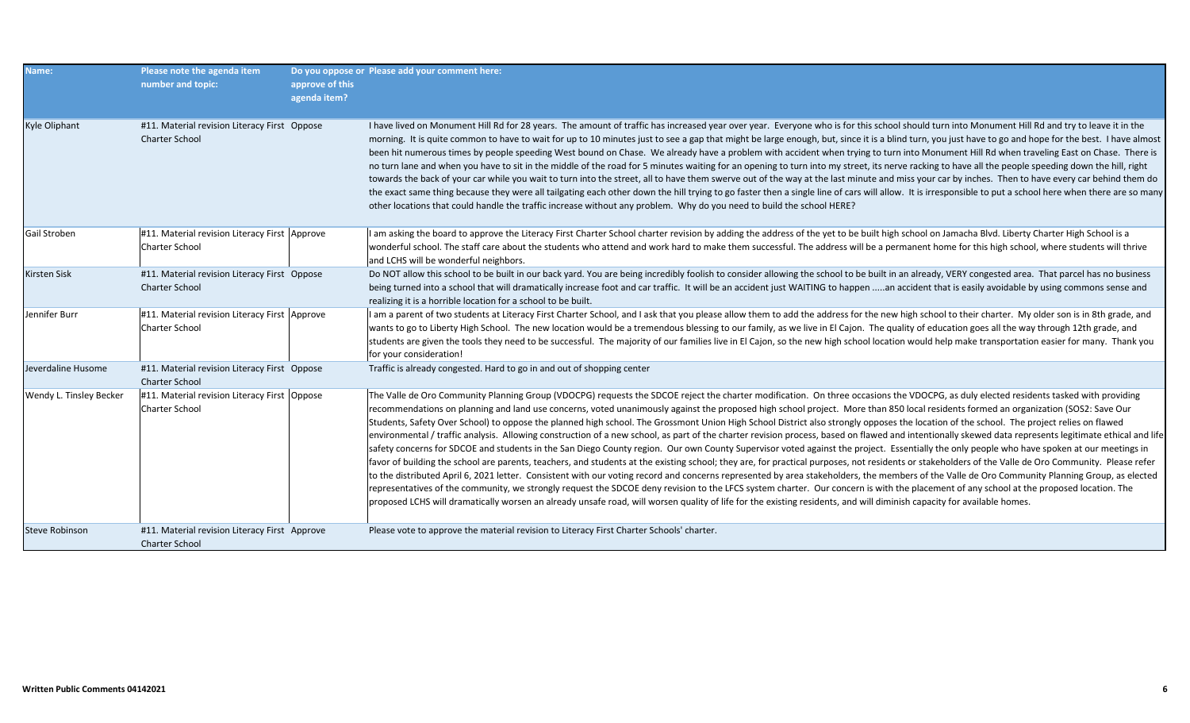| Name: | Please note the agenda item number and topic: | Do you oppose or approve of this agenda item? | Please add your comment here: |
|---|---|---|---|
| Kyle Oliphant | #11. Material revision Literacy First Charter School | Oppose | I have lived on Monument Hill Rd for 28 years. The amount of traffic has increased year over year. Everyone who is for this school should turn into Monument Hill Rd and try to leave it in the morning. It is quite common to have to wait for up to 10 minutes just to see a gap that might be large enough, but, since it is a blind turn, you just have to go and hope for the best. I have almost been hit numerous times by people speeding West bound on Chase. We already have a problem with accident when trying to turn into Monument Hill Rd when traveling East on Chase. There is no turn lane and when you have to sit in the middle of the road for 5 minutes waiting for an opening to turn into my street, its nerve racking to have all the people speeding down the hill, right towards the back of your car while you wait to turn into the street, all to have them swerve out of the way at the last minute and miss your car by inches. Then to have every car behind them do the exact same thing because they were all tailgating each other down the hill trying to go faster then a single line of cars will allow. It is irresponsible to put a school here when there are so many other locations that could handle the traffic increase without any problem. Why do you need to build the school HERE? |
| Gail Stroben | #11. Material revision Literacy First Charter School | Approve | I am asking the board to approve the Literacy First Charter School charter revision by adding the address of the yet to be built high school on Jamacha Blvd. Liberty Charter High School is a wonderful school. The staff care about the students who attend and work hard to make them successful. The address will be a permanent home for this high school, where students will thrive and LCHS will be wonderful neighbors. |
| Kirsten Sisk | #11. Material revision Literacy First Charter School | Oppose | Do NOT allow this school to be built in our back yard. You are being incredibly foolish to consider allowing the school to be built in an already, VERY congested area. That parcel has no business being turned into a school that will dramatically increase foot and car traffic. It will be an accident just WAITING to happen .....an accident that is easily avoidable by using commons sense and realizing it is a horrible location for a school to be built. |
| Jennifer Burr | #11. Material revision Literacy First Charter School | Approve | I am a parent of two students at Literacy First Charter School, and I ask that you please allow them to add the address for the new high school to their charter. My older son is in 8th grade, and wants to go to Liberty High School. The new location would be a tremendous blessing to our family, as we live in El Cajon. The quality of education goes all the way through 12th grade, and students are given the tools they need to be successful. The majority of our families live in El Cajon, so the new high school location would help make transportation easier for many. Thank you for your consideration! |
| Jeverdaline Husome | #11. Material revision Literacy First Charter School | Oppose | Traffic is already congested. Hard to go in and out of shopping center |
| Wendy L. Tinsley Becker | #11. Material revision Literacy First Charter School | Oppose | The Valle de Oro Community Planning Group (VDOCPG) requests the SDCOE reject the charter modification. On three occasions the VDOCPG, as duly elected residents tasked with providing recommendations on planning and land use concerns, voted unanimously against the proposed high school project. More than 850 local residents formed an organization (SOS2: Save Our Students, Safety Over School) to oppose the planned high school. The Grossmont Union High School District also strongly opposes the location of the school. The project relies on flawed environmental / traffic analysis. Allowing construction of a new school, as part of the charter revision process, based on flawed and intentionally skewed data represents legitimate ethical and life safety concerns for SDCOE and students in the San Diego County region. Our own County Supervisor voted against the project. Essentially the only people who have spoken at our meetings in favor of building the school are parents, teachers, and students at the existing school; they are, for practical purposes, not residents or stakeholders of the Valle de Oro Community. Please refer to the distributed April 6, 2021 letter. Consistent with our voting record and concerns represented by area stakeholders, the members of the Valle de Oro Community Planning Group, as elected representatives of the community, we strongly request the SDCOE deny revision to the LFCS system charter. Our concern is with the placement of any school at the proposed location. The proposed LCHS will dramatically worsen an already unsafe road, will worsen quality of life for the existing residents, and will diminish capacity for available homes. |
| Steve Robinson | #11. Material revision Literacy First Charter School | Approve | Please vote to approve the material revision to Literacy First Charter Schools' charter. |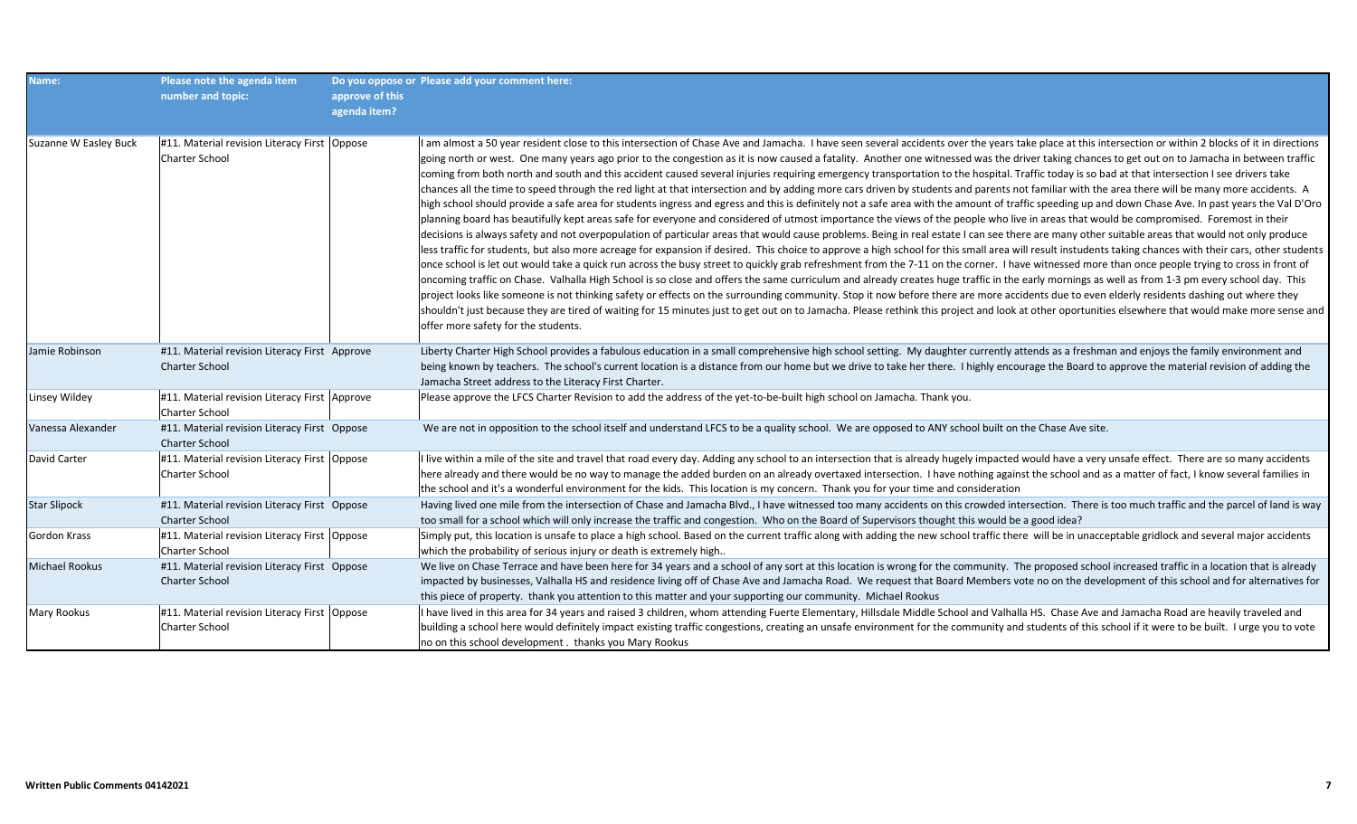| Name: | Please note the agenda item number and topic: | Do you oppose or approve of this agenda item? | Please add your comment here: |
|---|---|---|---|
| Suzanne W Easley Buck | #11. Material revision Literacy First Charter School | Oppose | I am almost a 50 year resident close to this intersection of Chase Ave and Jamacha. I have seen several accidents over the years take place at this intersection or within 2 blocks of it in directions going north or west. One many years ago prior to the congestion as it is now caused a fatality. Another one witnessed was the driver taking chances to get out on to Jamacha in between traffic coming from both north and south and this accident caused several injuries requiring emergency transportation to the hospital. Traffic today is so bad at that intersection I see drivers take chances all the time to speed through the red light at that intersection and by adding more cars driven by students and parents not familiar with the area there will be many more accidents. A high school should provide a safe area for students ingress and egress and this is definitely not a safe area with the amount of traffic speeding up and down Chase Ave. In past years the Val D'Oro planning board has beautifully kept areas safe for everyone and considered of utmost importance the views of the people who live in areas that would be compromised. Foremost in their decisions is always safety and not overpopulation of particular areas that would cause problems. Being in real estate I can see there are many other suitable areas that would not only produce less traffic for students, but also more acreage for expansion if desired. This choice to approve a high school for this small area will result instudents taking chances with their cars, other students once school is let out would take a quick run across the busy street to quickly grab refreshment from the 7-11 on the corner. I have witnessed more than once people trying to cross in front of oncoming traffic on Chase. Valhalla High School is so close and offers the same curriculum and already creates huge traffic in the early mornings as well as from 1-3 pm every school day. This project looks like someone is not thinking safety or effects on the surrounding community. Stop it now before there are more accidents due to even elderly residents dashing out where they shouldn't just because they are tired of waiting for 15 minutes just to get out on to Jamacha. Please rethink this project and look at other oportunities elsewhere that would make more sense and offer more safety for the students. |
| Jamie Robinson | #11. Material revision Literacy First Charter School | Approve | Liberty Charter High School provides a fabulous education in a small comprehensive high school setting. My daughter currently attends as a freshman and enjoys the family environment and being known by teachers. The school's current location is a distance from our home but we drive to take her there. I highly encourage the Board to approve the material revision of adding the Jamacha Street address to the Literacy First Charter. |
| Linsey Wildey | #11. Material revision Literacy First Charter School | Approve | Please approve the LFCS Charter Revision to add the address of the yet-to-be-built high school on Jamacha. Thank you. |
| Vanessa Alexander | #11. Material revision Literacy First Charter School | Oppose | We are not in opposition to the school itself and understand LFCS to be a quality school. We are opposed to ANY school built on the Chase Ave site. |
| David Carter | #11. Material revision Literacy First Charter School | Oppose | I live within a mile of the site and travel that road every day. Adding any school to an intersection that is already hugely impacted would have a very unsafe effect. There are so many accidents here already and there would be no way to manage the added burden on an already overtaxed intersection. I have nothing against the school and as a matter of fact, I know several families in the school and it's a wonderful environment for the kids. This location is my concern. Thank you for your time and consideration |
| Star Slipock | #11. Material revision Literacy First Charter School | Oppose | Having lived one mile from the intersection of Chase and Jamacha Blvd., I have witnessed too many accidents on this crowded intersection. There is too much traffic and the parcel of land is way too small for a school which will only increase the traffic and congestion. Who on the Board of Supervisors thought this would be a good idea? |
| Gordon Krass | #11. Material revision Literacy First Charter School | Oppose | Simply put, this location is unsafe to place a high school. Based on the current traffic along with adding the new school traffic there will be in unacceptable gridlock and several major accidents which the probability of serious injury or death is extremely high.. |
| Michael Rookus | #11. Material revision Literacy First Charter School | Oppose | We live on Chase Terrace and have been here for 34 years and a school of any sort at this location is wrong for the community. The proposed school increased traffic in a location that is already impacted by businesses, Valhalla HS and residence living off of Chase Ave and Jamacha Road. We request that Board Members vote no on the development of this school and for alternatives for this piece of property. thank you attention to this matter and your supporting our community. Michael Rookus |
| Mary Rookus | #11. Material revision Literacy First Charter School | Oppose | I have lived in this area for 34 years and raised 3 children, whom attending Fuerte Elementary, Hillsdale Middle School and Valhalla HS. Chase Ave and Jamacha Road are heavily traveled and building a school here would definitely impact existing traffic congestions, creating an unsafe environment for the community and students of this school if it were to be built. I urge you to vote no on this school development . thanks you Mary Rookus |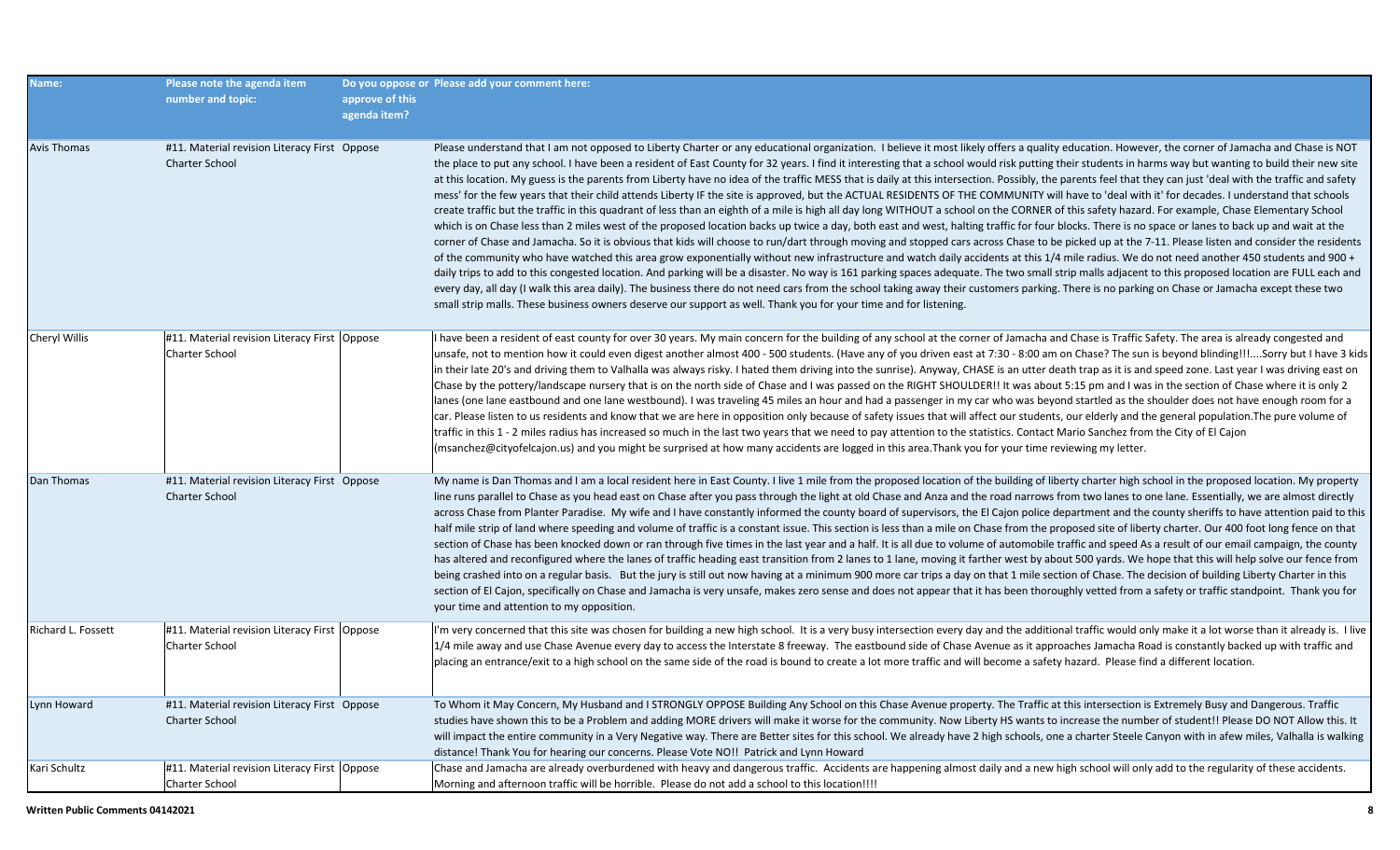| Name: | Please note the agenda item number and topic: | Do you oppose or approve of this agenda item? | Please add your comment here: |
|---|---|---|---|
| Avis Thomas | #11. Material revision Literacy First Charter School | Oppose | Please understand that I am not opposed to Liberty Charter or any educational organization. I believe it most likely offers a quality education. However, the corner of Jamacha and Chase is NOT the place to put any school. I have been a resident of East County for 32 years. I find it interesting that a school would risk putting their students in harms way but wanting to build their new site at this location. My guess is the parents from Liberty have no idea of the traffic MESS that is daily at this intersection. Possibly, the parents feel that they can just 'deal with the traffic and safety mess' for the few years that their child attends Liberty IF the site is approved, but the ACTUAL RESIDENTS OF THE COMMUNITY will have to 'deal with it' for decades. I understand that schools create traffic but the traffic in this quadrant of less than an eighth of a mile is high all day long WITHOUT a school on the CORNER of this safety hazard. For example, Chase Elementary School which is on Chase less than 2 miles west of the proposed location backs up twice a day, both east and west, halting traffic for four blocks. There is no space or lanes to back up and wait at the corner of Chase and Jamacha. So it is obvious that kids will choose to run/dart through moving and stopped cars across Chase to be picked up at the 7-11. Please listen and consider the residents of the community who have watched this area grow exponentially without new infrastructure and watch daily accidents at this 1/4 mile radius. We do not need another 450 students and 900 + daily trips to add to this congested location. And parking will be a disaster. No way is 161 parking spaces adequate. The two small strip malls adjacent to this proposed location are FULL each and every day, all day (I walk this area daily). The business there do not need cars from the school taking away their customers parking. There is no parking on Chase or Jamacha except these two small strip malls. These business owners deserve our support as well. Thank you for your time and for listening. |
| Cheryl Willis | #11. Material revision Literacy First Charter School | Oppose | I have been a resident of east county for over 30 years. My main concern for the building of any school at the corner of Jamacha and Chase is Traffic Safety. The area is already congested and unsafe, not to mention how it could even digest another almost 400 - 500 students. (Have any of you driven east at 7:30 - 8:00 am on Chase? The sun is beyond blinding!!!....Sorry but I have 3 kids in their late 20's and driving them to Valhalla was always risky. I hated them driving into the sunrise). Anyway, CHASE is an utter death trap as it is and speed zone. Last year I was driving east on Chase by the pottery/landscape nursery that is on the north side of Chase and I was passed on the RIGHT SHOULDER!! It was about 5:15 pm and I was in the section of Chase where it is only 2 lanes (one lane eastbound and one lane westbound). I was traveling 45 miles an hour and had a passenger in my car who was beyond startled as the shoulder does not have enough room for a car. Please listen to us residents and know that we are here in opposition only because of safety issues that will affect our students, our elderly and the general population.The pure volume of traffic in this 1 - 2 miles radius has increased so much in the last two years that we need to pay attention to the statistics. Contact Mario Sanchez from the City of El Cajon (msanchez@cityofelcajon.us) and you might be surprised at how many accidents are logged in this area.Thank you for your time reviewing my letter. |
| Dan Thomas | #11. Material revision Literacy First Charter School | Oppose | My name is Dan Thomas and I am a local resident here in East County. I live 1 mile from the proposed location of the building of liberty charter high school in the proposed location. My property line runs parallel to Chase as you head east on Chase after you pass through the light at old Chase and Anza and the road narrows from two lanes to one lane. Essentially, we are almost directly across Chase from Planter Paradise. My wife and I have constantly informed the county board of supervisors, the El Cajon police department and the county sheriffs to have attention paid to this half mile strip of land where speeding and volume of traffic is a constant issue. This section is less than a mile on Chase from the proposed site of liberty charter. Our 400 foot long fence on that section of Chase has been knocked down or ran through five times in the last year and a half. It is all due to volume of automobile traffic and speed As a result of our email campaign, the county has altered and reconfigured where the lanes of traffic heading east transition from 2 lanes to 1 lane, moving it farther west by about 500 yards. We hope that this will help solve our fence from being crashed into on a regular basis. But the jury is still out now having at a minimum 900 more car trips a day on that 1 mile section of Chase. The decision of building Liberty Charter in this section of El Cajon, specifically on Chase and Jamacha is very unsafe, makes zero sense and does not appear that it has been thoroughly vetted from a safety or traffic standpoint. Thank you for your time and attention to my opposition. |
| Richard L. Fossett | #11. Material revision Literacy First Charter School | Oppose | I'm very concerned that this site was chosen for building a new high school. It is a very busy intersection every day and the additional traffic would only make it a lot worse than it already is. I live 1/4 mile away and use Chase Avenue every day to access the Interstate 8 freeway. The eastbound side of Chase Avenue as it approaches Jamacha Road is constantly backed up with traffic and placing an entrance/exit to a high school on the same side of the road is bound to create a lot more traffic and will become a safety hazard. Please find a different location. |
| Lynn Howard | #11. Material revision Literacy First Charter School | Oppose | To Whom it May Concern, My Husband and I STRONGLY OPPOSE Building Any School on this Chase Avenue property. The Traffic at this intersection is Extremely Busy and Dangerous. Traffic studies have shown this to be a Problem and adding MORE drivers will make it worse for the community. Now Liberty HS wants to increase the number of student!! Please DO NOT Allow this. It will impact the entire community in a Very Negative way. There are Better sites for this school. We already have 2 high schools, one a charter Steele Canyon with in afew miles, Valhalla is walking distance! Thank You for hearing our concerns. Please Vote NO!! Patrick and Lynn Howard |
| Kari Schultz | #11. Material revision Literacy First Charter School | Oppose | Chase and Jamacha are already overburdened with heavy and dangerous traffic. Accidents are happening almost daily and a new high school will only add to the regularity of these accidents. Morning and afternoon traffic will be horrible. Please do not add a school to this location!!!! |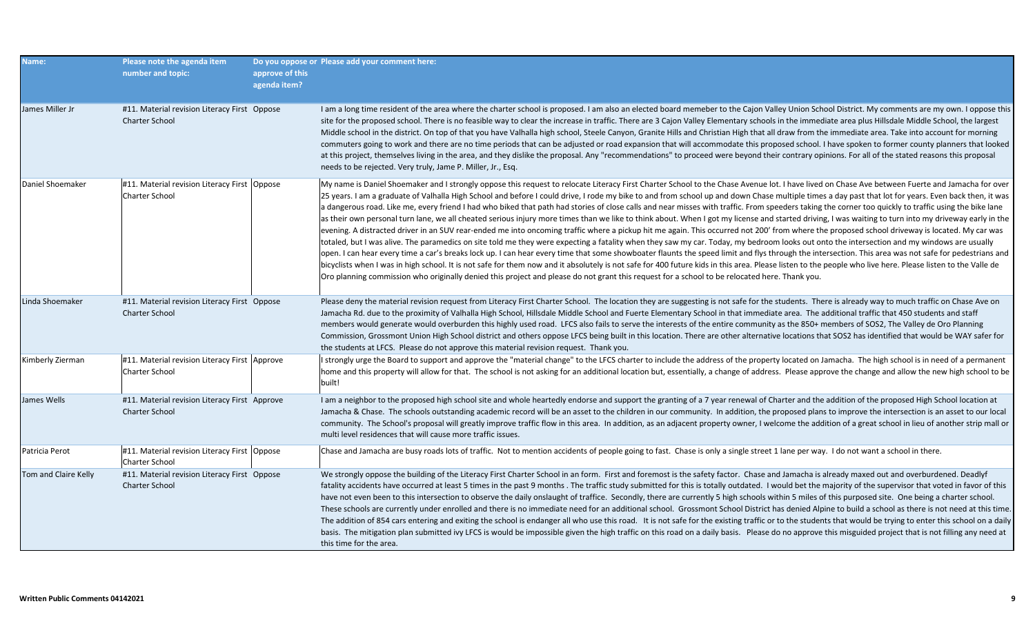| Name: | Please note the agenda item number and topic: | Do you oppose or approve of this agenda item? | Please add your comment here: |
|---|---|---|---|
| James Miller Jr | #11. Material revision Literacy First Charter School | Oppose | I am a long time resident of the area where the charter school is proposed. I am also an elected board memeber to the Cajon Valley Union School District. My comments are my own. I oppose this site for the proposed school. There is no feasible way to clear the increase in traffic. There are 3 Cajon Valley Elementary schools in the immediate area plus Hillsdale Middle School, the largest Middle school in the district. On top of that you have Valhalla high school, Steele Canyon, Granite Hills and Christian High that all draw from the immediate area. Take into account for morning commuters going to work and there are no time periods that can be adjusted or road expansion that will accommodate this proposed school. I have spoken to former county planners that looked at this project, themselves living in the area, and they dislike the proposal. Any "recommendations" to proceed were beyond their contrary opinions. For all of the stated reasons this proposal needs to be rejected. Very truly, Jame P. Miller, Jr., Esq. |
| Daniel Shoemaker | #11. Material revision Literacy First Charter School | Oppose | My name is Daniel Shoemaker and I strongly oppose this request to relocate Literacy First Charter School to the Chase Avenue lot. I have lived on Chase Ave between Fuerte and Jamacha for over 25 years. I am a graduate of Valhalla High School and before I could drive, I rode my bike to and from school up and down Chase multiple times a day past that lot for years. Even back then, it was a dangerous road. Like me, every friend I had who biked that path had stories of close calls and near misses with traffic. From speeders taking the corner too quickly to traffic using the bike lane as their own personal turn lane, we all cheated serious injury more times than we like to think about. When I got my license and started driving, I was waiting to turn into my driveway early in the evening. A distracted driver in an SUV rear-ended me into oncoming traffic where a pickup hit me again. This occurred not 200' from where the proposed school driveway is located. My car was totaled, but I was alive. The paramedics on site told me they were expecting a fatality when they saw my car. Today, my bedroom looks out onto the intersection and my windows are usually open. I can hear every time a car's breaks lock up. I can hear every time that some showboater flaunts the speed limit and flys through the intersection. This area was not safe for pedestrians and bicyclists when I was in high school. It is not safe for them now and it absolutely is not safe for 400 future kids in this area. Please listen to the people who live here. Please listen to the Valle de Oro planning commission who originally denied this project and please do not grant this request for a school to be relocated here. Thank you. |
| Linda Shoemaker | #11. Material revision Literacy First Charter School | Oppose | Please deny the material revision request from Literacy First Charter School. The location they are suggesting is not safe for the students. There is already way to much traffic on Chase Ave on Jamacha Rd. due to the proximity of Valhalla High School, Hillsdale Middle School and Fuerte Elementary School in that immediate area. The additional traffic that 450 students and staff members would generate would overburden this highly used road. LFCS also fails to serve the interests of the entire community as the 850+ members of SOS2, The Valley de Oro Planning Commission, Grossmont Union High School district and others oppose LFCS being built in this location. There are other alternative locations that SOS2 has identified that would be WAY safer for the students at LFCS. Please do not approve this material revision request. Thank you. |
| Kimberly Zierman | #11. Material revision Literacy First Charter School | Approve | I strongly urge the Board to support and approve the "material change" to the LFCS charter to include the address of the property located on Jamacha. The high school is in need of a permanent home and this property will allow for that. The school is not asking for an additional location but, essentially, a change of address. Please approve the change and allow the new high school to be built! |
| James Wells | #11. Material revision Literacy First Charter School | Approve | I am a neighbor to the proposed high school site and whole heartedly endorse and support the granting of a 7 year renewal of Charter and the addition of the proposed High School location at Jamacha & Chase. The schools outstanding academic record will be an asset to the children in our community. In addition, the proposed plans to improve the intersection is an asset to our local community. The School's proposal will greatly improve traffic flow in this area. In addition, as an adjacent property owner, I welcome the addition of a great school in lieu of another strip mall or multi level residences that will cause more traffic issues. |
| Patricia Perot | #11. Material revision Literacy First Charter School | Oppose | Chase and Jamacha are busy roads lots of traffic. Not to mention accidents of people going to fast. Chase is only a single street 1 lane per way. I do not want a school in there. |
| Tom and Claire Kelly | #11. Material revision Literacy First Charter School | Oppose | We strongly oppose the building of the Literacy First Charter School in an form. First and foremost is the safety factor. Chase and Jamacha is already maxed out and overburdened. Deadlyf fatality accidents have occurred at least 5 times in the past 9 months . The traffic study submitted for this is totally outdated. I would bet the majority of the supervisor that voted in favor of this have not even been to this intersection to observe the daily onslaught of traffice. Secondly, there are currently 5 high schools within 5 miles of this purposed site. One being a charter school. These schools are currently under enrolled and there is no immediate need for an additional school. Grossmont School District has denied Alpine to build a school as there is not need at this time. The addition of 854 cars entering and exiting the school is endanger all who use this road. It is not safe for the existing traffic or to the students that would be trying to enter this school on a daily basis. The mitigation plan submitted ivy LFCS is would be impossible given the high traffic on this road on a daily basis. Please do no approve this misguided project that is not filling any need at this time for the area. |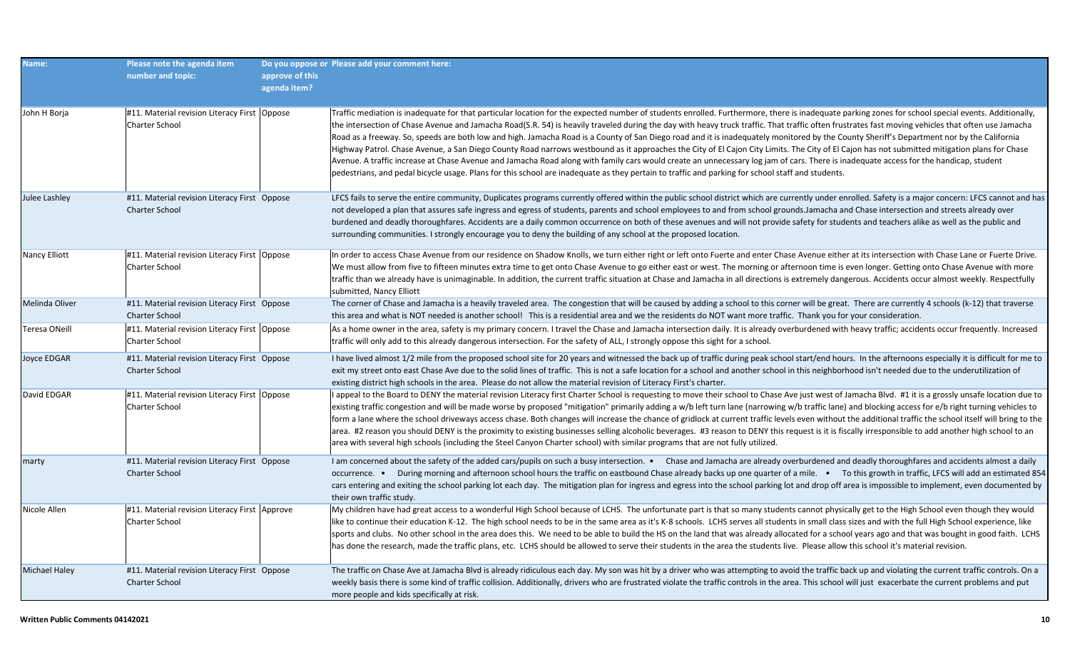| Name: | Please note the agenda item number and topic: | Do you oppose or approve of this agenda item? | Please add your comment here: |
|---|---|---|---|
| John H Borja | #11. Material revision Literacy First Charter School | Oppose | Traffic mediation is inadequate for that particular location for the expected number of students enrolled. Furthermore, there is inadequate parking zones for school special events. Additionally, the intersection of Chase Avenue and Jamacha Road(S.R. 54) is heavily traveled during the day with heavy truck traffic. That traffic often frustrates fast moving vehicles that often use Jamacha Road as a freeway. So, speeds are both low and high. Jamacha Road is a County of San Diego road and it is inadequately monitored by the County Sheriff's Department nor by the California Highway Patrol. Chase Avenue, a San Diego County Road narrows westbound as it approaches the City of El Cajon City Limits. The City of El Cajon has not submitted mitigation plans for Chase Avenue. A traffic increase at Chase Avenue and Jamacha Road along with family cars would create an unnecessary log jam of cars. There is inadequate access for the handicap, student pedestrians, and pedal bicycle usage. Plans for this school are inadequate as they pertain to traffic and parking for school staff and students. |
| Julee Lashley | #11. Material revision Literacy First Charter School | Oppose | LFCS fails to serve the entire community, Duplicates programs currently offered within the public school district which are currently under enrolled. Safety is a major concern: LFCS cannot and has not developed a plan that assures safe ingress and egress of students, parents and school employees to and from school grounds.Jamacha and Chase intersection and streets already over burdened and deadly thoroughfares. Accidents are a daily common occurrence on both of these avenues and will not provide safety for students and teachers alike as well as the public and surrounding communities. I strongly encourage you to deny the building of any school at the proposed location. |
| Nancy Elliott | #11. Material revision Literacy First Charter School | Oppose | In order to access Chase Avenue from our residence on Shadow Knolls, we turn either right or left onto Fuerte and enter Chase Avenue either at its intersection with Chase Lane or Fuerte Drive. We must allow from five to fifteen minutes extra time to get onto Chase Avenue to go either east or west. The morning or afternoon time is even longer. Getting onto Chase Avenue with more traffic than we already have is unimaginable. In addition, the current traffic situation at Chase and Jamacha in all directions is extremely dangerous. Accidents occur almost weekly. Respectfully submitted, Nancy Elliott |
| Melinda Oliver | #11. Material revision Literacy First Charter School | Oppose | The corner of Chase and Jamacha is a heavily traveled area. The congestion that will be caused by adding a school to this corner will be great. There are currently 4 schools (k-12) that traverse this area and what is NOT needed is another school! This is a residential area and we the residents do NOT want more traffic. Thank you for your consideration. |
| Teresa ONeill | #11. Material revision Literacy First Charter School | Oppose | As a home owner in the area, safety is my primary concern. I travel the Chase and Jamacha intersection daily. It is already overburdened with heavy traffic; accidents occur frequently. Increased traffic will only add to this already dangerous intersection. For the safety of ALL, I strongly oppose this sight for a school. |
| Joyce EDGAR | #11. Material revision Literacy First Charter School | Oppose | I have lived almost 1/2 mile from the proposed school site for 20 years and witnessed the back up of traffic during peak school start/end hours. In the afternoons especially it is difficult for me to exit my street onto east Chase Ave due to the solid lines of traffic. This is not a safe location for a school and another school in this neighborhood isn't needed due to the underutilization of existing district high schools in the area. Please do not allow the material revision of Literacy First's charter. |
| David EDGAR | #11. Material revision Literacy First Charter School | Oppose | I appeal to the Board to DENY the material revision Literacy first Charter School is requesting to move their school to Chase Ave just west of Jamacha Blvd. #1 it is a grossly unsafe location due to existing traffic congestion and will be made worse by proposed "mitigation" primarily adding a w/b left turn lane (narrowing w/b traffic lane) and blocking access for e/b right turning vehicles to form a lane where the school driveways access chase. Both changes will increase the chance of gridlock at current traffic levels even without the additional traffic the school itself will bring to the area. #2 reason you should DENY is the proximity to existing businesses selling alcoholic beverages. #3 reason to DENY this request is it is fiscally irresponsible to add another high school to an area with several high schools (including the Steel Canyon Charter school) with similar programs that are not fully utilized. |
| marty | #11. Material revision Literacy First Charter School | Oppose | I am concerned about the safety of the added cars/pupils on such a busy intersection. • Chase and Jamacha are already overburdened and deadly thoroughfares and accidents almost a daily occurrence. • During morning and afternoon school hours the traffic on eastbound Chase already backs up one quarter of a mile. • To this growth in traffic, LFCS will add an estimated 854 cars entering and exiting the school parking lot each day. The mitigation plan for ingress and egress into the school parking lot and drop off area is impossible to implement, even documented by their own traffic study. |
| Nicole Allen | #11. Material revision Literacy First Charter School | Approve | My children have had great access to a wonderful High School because of LCHS. The unfortunate part is that so many students cannot physically get to the High School even though they would like to continue their education K-12. The high school needs to be in the same area as it's K-8 schools. LCHS serves all students in small class sizes and with the full High School experience, like sports and clubs. No other school in the area does this. We need to be able to build the HS on the land that was already allocated for a school years ago and that was bought in good faith. LCHS has done the research, made the traffic plans, etc. LCHS should be allowed to serve their students in the area the students live. Please allow this school it's material revision. |
| Michael Haley | #11. Material revision Literacy First Charter School | Oppose | The traffic on Chase Ave at Jamacha Blvd is already ridiculous each day. My son was hit by a driver who was attempting to avoid the traffic back up and violating the current traffic controls. On a weekly basis there is some kind of traffic collision. Additionally, drivers who are frustrated violate the traffic controls in the area. This school will just exacerbate the current problems and put more people and kids specifically at risk. |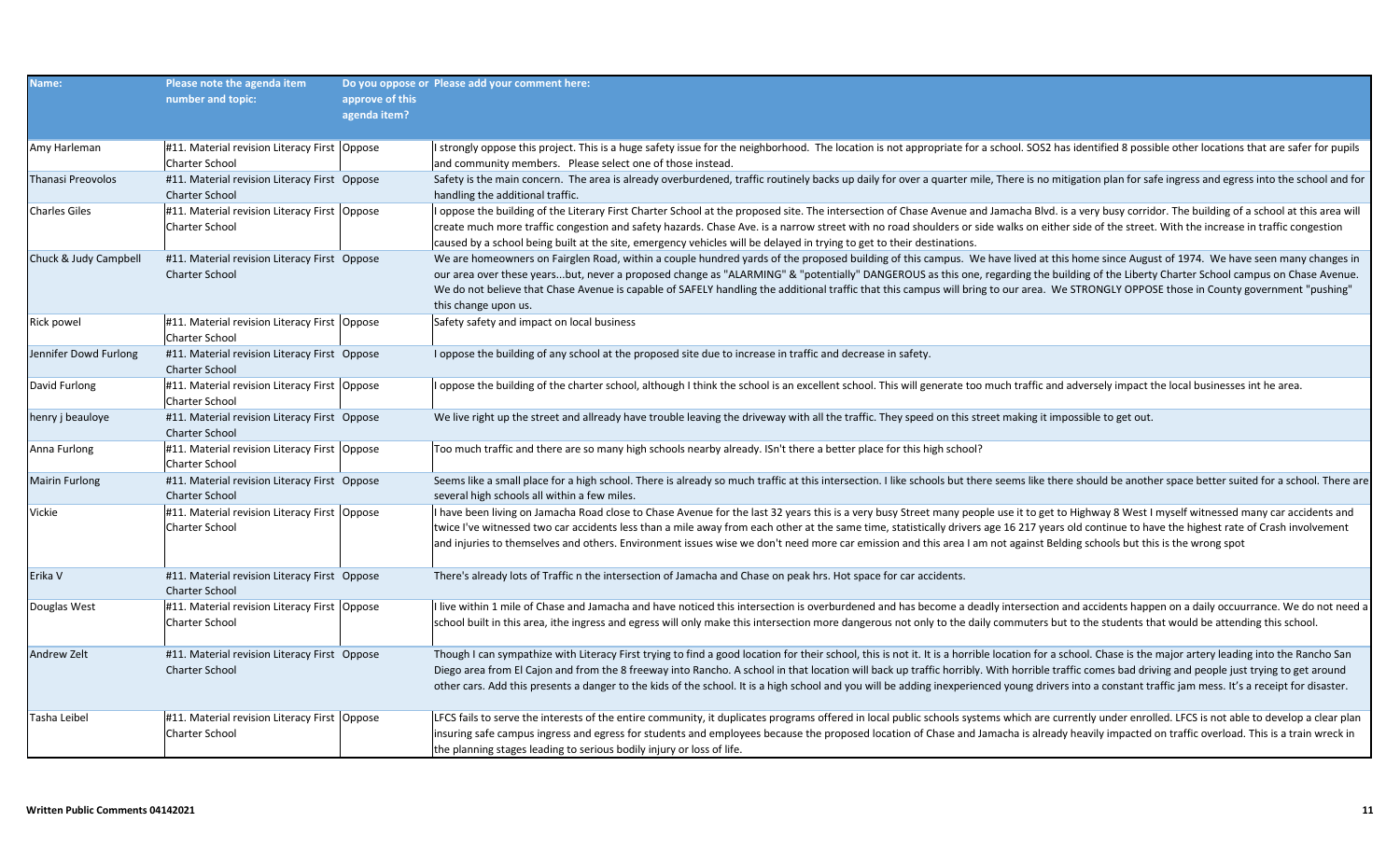| Name: | Please note the agenda item number and topic: | Do you oppose or approve of this agenda item? | Please add your comment here: |
|---|---|---|---|
| Amy Harleman | #11. Material revision Literacy First Charter School | Oppose | I strongly oppose this project. This is a huge safety issue for the neighborhood. The location is not appropriate for a school. SOS2 has identified 8 possible other locations that are safer for pupils and community members. Please select one of those instead. |
| Thanasi Preovolos | #11. Material revision Literacy First Charter School | Oppose | Safety is the main concern. The area is already overburdened, traffic routinely backs up daily for over a quarter mile, There is no mitigation plan for safe ingress and egress into the school and for handling the additional traffic. |
| Charles Giles | #11. Material revision Literacy First Charter School | Oppose | I oppose the building of the Literary First Charter School at the proposed site. The intersection of Chase Avenue and Jamacha Blvd. is a very busy corridor. The building of a school at this area will create much more traffic congestion and safety hazards. Chase Ave. is a narrow street with no road shoulders or side walks on either side of the street. With the increase in traffic congestion caused by a school being built at the site, emergency vehicles will be delayed in trying to get to their destinations. |
| Chuck & Judy Campbell | #11. Material revision Literacy First Charter School | Oppose | We are homeowners on Fairglen Road, within a couple hundred yards of the proposed building of this campus. We have lived at this home since August of 1974. We have seen many changes in our area over these years...but, never a proposed change as "ALARMING" & "potentially" DANGEROUS as this one, regarding the building of the Liberty Charter School campus on Chase Avenue. We do not believe that Chase Avenue is capable of SAFELY handling the additional traffic that this campus will bring to our area. We STRONGLY OPPOSE those in County government "pushing" this change upon us. |
| Rick powel | #11. Material revision Literacy First Charter School | Oppose | Safety safety and impact on local business |
| Jennifer Dowd Furlong | #11. Material revision Literacy First Charter School | Oppose | I oppose the building of any school at the proposed site due to increase in traffic and decrease in safety. |
| David Furlong | #11. Material revision Literacy First Charter School | Oppose | I oppose the building of the charter school, although I think the school is an excellent school. This will generate too much traffic and adversely impact the local businesses int he area. |
| henry j beauloye | #11. Material revision Literacy First Charter School | Oppose | We live right up the street and allready have trouble leaving the driveway with all the traffic. They speed on this street making it impossible to get out. |
| Anna Furlong | #11. Material revision Literacy First Charter School | Oppose | Too much traffic and there are so many high schools nearby already. ISn't there a better place for this high school? |
| Mairin Furlong | #11. Material revision Literacy First Charter School | Oppose | Seems like a small place for a high school. There is already so much traffic at this intersection. I like schools but there seems like there should be another space better suited for a school. There are several high schools all within a few miles. |
| Vickie | #11. Material revision Literacy First Charter School | Oppose | I have been living on Jamacha Road close to Chase Avenue for the last 32 years this is a very busy Street many people use it to get to Highway 8 West I myself witnessed many car accidents and twice I've witnessed two car accidents less than a mile away from each other at the same time, statistically drivers age 16 217 years old continue to have the highest rate of Crash involvement and injuries to themselves and others. Environment issues wise we don't need more car emission and this area I am not against Belding schools but this is the wrong spot |
| Erika V | #11. Material revision Literacy First Charter School | Oppose | There's already lots of Traffic n the intersection of Jamacha and Chase on peak hrs. Hot space for car accidents. |
| Douglas West | #11. Material revision Literacy First Charter School | Oppose | I live within 1 mile of Chase and Jamacha and have noticed this intersection is overburdened and has become a deadly intersection and accidents happen on a daily occuurrance. We do not need a school built in this area, ithe ingress and egress will only make this intersection more dangerous not only to the daily commuters but to the students that would be attending this school. |
| Andrew Zelt | #11. Material revision Literacy First Charter School | Oppose | Though I can sympathize with Literacy First trying to find a good location for their school, this is not it. It is a horrible location for a school. Chase is the major artery leading into the Rancho San Diego area from El Cajon and from the 8 freeway into Rancho. A school in that location will back up traffic horribly. With horrible traffic comes bad driving and people just trying to get around other cars. Add this presents a danger to the kids of the school. It is a high school and you will be adding inexperienced young drivers into a constant traffic jam mess. It's a receipt for disaster. |
| Tasha Leibel | #11. Material revision Literacy First Charter School | Oppose | LFCS fails to serve the interests of the entire community, it duplicates programs offered in local public schools systems which are currently under enrolled. LFCS is not able to develop a clear plan insuring safe campus ingress and egress for students and employees because the proposed location of Chase and Jamacha is already heavily impacted on traffic overload. This is a train wreck in the planning stages leading to serious bodily injury or loss of life. |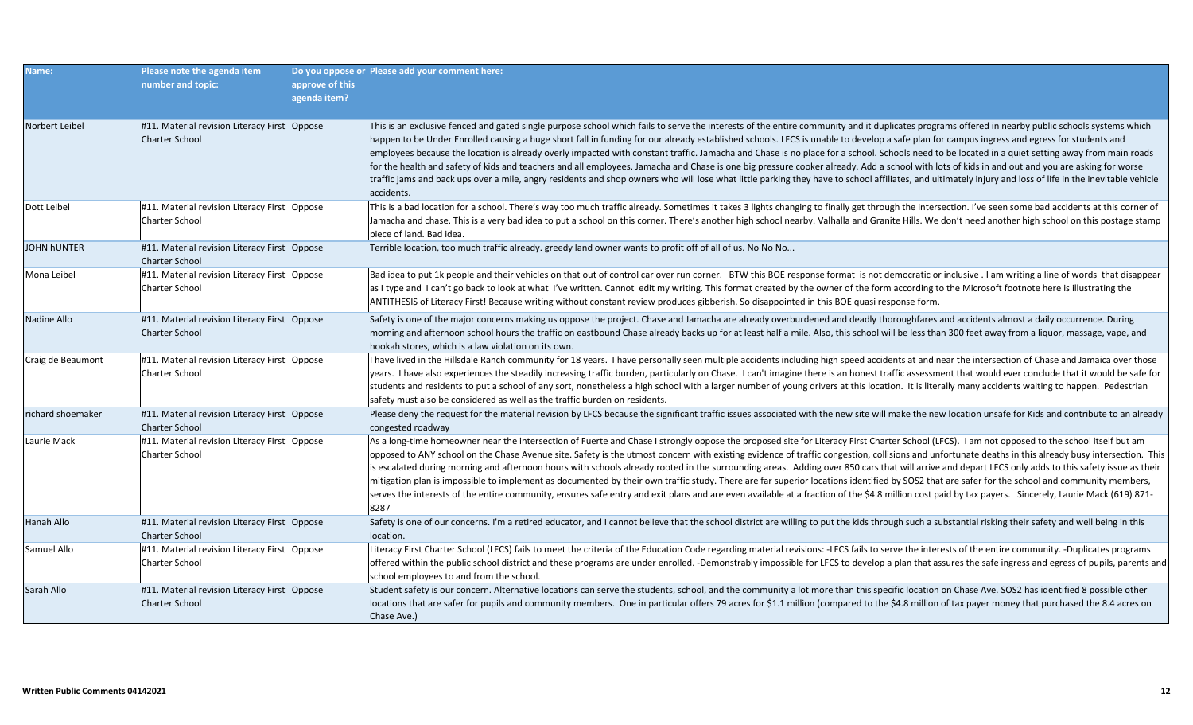| Name: | Please note the agenda item number and topic: | Do you oppose or approve of this agenda item? | Please add your comment here: |
|---|---|---|---|
| Norbert Leibel | #11. Material revision Literacy First Charter School | Oppose | This is an exclusive fenced and gated single purpose school which fails to serve the interests of the entire community and it duplicates programs offered in nearby public schools systems which happen to be Under Enrolled causing a huge short fall in funding for our already established schools. LFCS is unable to develop a safe plan for campus ingress and egress for students and employees because the location is already overly impacted with constant traffic. Jamacha and Chase is no place for a school. Schools need to be located in a quiet setting away from main roads for the health and safety of kids and teachers and all employees. Jamacha and Chase is one big pressure cooker already. Add a school with lots of kids in and out and you are asking for worse traffic jams and back ups over a mile, angry residents and shop owners who will lose what little parking they have to school affiliates, and ultimately injury and loss of life in the inevitable vehicle accidents. |
| Dott Leibel | #11. Material revision Literacy First Charter School | Oppose | This is a bad location for a school. There's way too much traffic already. Sometimes it takes 3 lights changing to finally get through the intersection. I've seen some bad accidents at this corner of Jamacha and chase. This is a very bad idea to put a school on this corner. There's another high school nearby. Valhalla and Granite Hills. We don't need another high school on this postage stamp piece of land. Bad idea. |
| JOHN hUNTER | #11. Material revision Literacy First Charter School | Oppose | Terrible location, too much traffic already. greedy land owner wants to profit off of all of us. No No No... |
| Mona Leibel | #11. Material revision Literacy First Charter School | Oppose | Bad idea to put 1k people and their vehicles on that out of control car over run corner. BTW this BOE response format is not democratic or inclusive . I am writing a line of words that disappear as I type and I can't go back to look at what I've written. Cannot edit my writing. This format created by the owner of the form according to the Microsoft footnote here is illustrating the ANTITHESIS of Literacy First! Because writing without constant review produces gibberish. So disappointed in this BOE quasi response form. |
| Nadine Allo | #11. Material revision Literacy First Charter School | Oppose | Safety is one of the major concerns making us oppose the project. Chase and Jamacha are already overburdened and deadly thoroughfares and accidents almost a daily occurrence. During morning and afternoon school hours the traffic on eastbound Chase already backs up for at least half a mile. Also, this school will be less than 300 feet away from a liquor, massage, vape, and hookah stores, which is a law violation on its own. |
| Craig de Beaumont | #11. Material revision Literacy First Charter School | Oppose | I have lived in the Hillsdale Ranch community for 18 years. I have personally seen multiple accidents including high speed accidents at and near the intersection of Chase and Jamaica over those years. I have also experiences the steadily increasing traffic burden, particularly on Chase. I can't imagine there is an honest traffic assessment that would ever conclude that it would be safe for students and residents to put a school of any sort, nonetheless a high school with a larger number of young drivers at this location. It is literally many accidents waiting to happen. Pedestrian safety must also be considered as well as the traffic burden on residents. |
| richard shoemaker | #11. Material revision Literacy First Charter School | Oppose | Please deny the request for the material revision by LFCS because the significant traffic issues associated with the new site will make the new location unsafe for Kids and contribute to an already congested roadway |
| Laurie Mack | #11. Material revision Literacy First Charter School | Oppose | As a long-time homeowner near the intersection of Fuerte and Chase I strongly oppose the proposed site for Literacy First Charter School (LFCS). I am not opposed to the school itself but am opposed to ANY school on the Chase Avenue site. Safety is the utmost concern with existing evidence of traffic congestion, collisions and unfortunate deaths in this already busy intersection. This is escalated during morning and afternoon hours with schools already rooted in the surrounding areas. Adding over 850 cars that will arrive and depart LFCS only adds to this safety issue as their mitigation plan is impossible to implement as documented by their own traffic study. There are far superior locations identified by SOS2 that are safer for the school and community members, serves the interests of the entire community, ensures safe entry and exit plans and are even available at a fraction of the $4.8 million cost paid by tax payers. Sincerely, Laurie Mack (619) 871-8287 |
| Hanah Allo | #11. Material revision Literacy First Charter School | Oppose | Safety is one of our concerns. I'm a retired educator, and I cannot believe that the school district are willing to put the kids through such a substantial risking their safety and well being in this location. |
| Samuel Allo | #11. Material revision Literacy First Charter School | Oppose | Literacy First Charter School (LFCS) fails to meet the criteria of the Education Code regarding material revisions: -LFCS fails to serve the interests of the entire community. -Duplicates programs offered within the public school district and these programs are under enrolled. -Demonstrably impossible for LFCS to develop a plan that assures the safe ingress and egress of pupils, parents and school employees to and from the school. |
| Sarah Allo | #11. Material revision Literacy First Charter School | Oppose | Student safety is our concern. Alternative locations can serve the students, school, and the community a lot more than this specific location on Chase Ave. SOS2 has identified 8 possible other locations that are safer for pupils and community members. One in particular offers 79 acres for $1.1 million (compared to the $4.8 million of tax payer money that purchased the 8.4 acres on Chase Ave.) |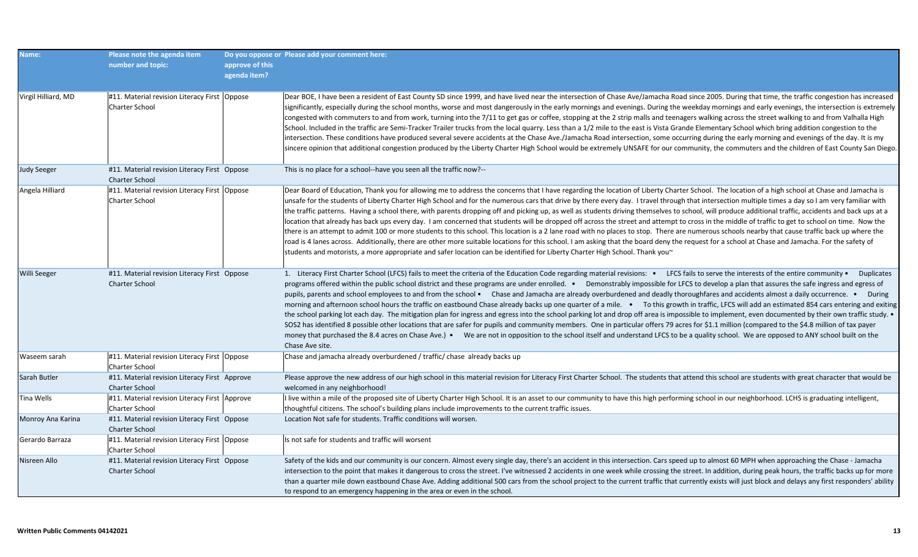| Name: | Please note the agenda item number and topic: | Do you oppose or approve of this agenda item? | Please add your comment here: |
|---|---|---|---|
| Virgil Hilliard, MD | #11. Material revision Literacy First Charter School | Oppose | Dear BOE, I have been a resident of East County SD since 1999, and have lived near the intersection of Chase Ave/Jamacha Road since 2005. During that time, the traffic congestion has increased significantly, especially during the school months, worse and most dangerously in the early mornings and evenings. During the weekday mornings and early evenings, the intersection is extremely congested with commuters to and from work, turning into the 7/11 to get gas or coffee, stopping at the 2 strip malls and teenagers walking across the street walking to and from Valhalla High School. Included in the traffic are Semi-Tracker Trailer trucks from the local quarry. Less than a 1/2 mile to the east is Vista Grande Elementary School which bring addition congestion to the intersection. These conditions have produced several severe accidents at the Chase Ave./Jamacha Road intersection, some occurring during the early morning and evenings of the day. It is my sincere opinion that additional congestion produced by the Liberty Charter High School would be extremely UNSAFE for our community, the commuters and the children of East County San Diego. |
| Judy Seeger | #11. Material revision Literacy First Charter School | Oppose | This is no place for a school--have you seen all the traffic now?-- |
| Angela Hilliard | #11. Material revision Literacy First Charter School | Oppose | Dear Board of Education, Thank you for allowing me to address the concerns that I have regarding the location of Liberty Charter School. The location of a high school at Chase and Jamacha is unsafe for the students of Liberty Charter High School and for the numerous cars that drive by there every day. I travel through that intersection multiple times a day so I am very familiar with the traffic patterns. Having a school there, with parents dropping off and picking up, as well as students driving themselves to school, will produce additional traffic, accidents and back ups at a location that already has back ups every day. I am concerned that students will be dropped off across the street and attempt to cross in the middle of traffic to get to school on time. Now the there is an attempt to admit 100 or more students to this school. This location is a 2 lane road with no places to stop. There are numerous schools nearby that cause traffic back up where the road is 4 lanes across. Additionally, there are other more suitable locations for this school. I am asking that the board deny the request for a school at Chase and Jamacha. For the safety of students and motorists, a more appropriate and safer location can be identified for Liberty Charter High School. Thank you~ |
| Willi Seeger | #11. Material revision Literacy First Charter School | Oppose | 1. Literacy First Charter School (LFCS) fails to meet the criteria of the Education Code regarding material revisions: • LFCS fails to serve the interests of the entire community • Duplicates programs offered within the public school district and these programs are under enrolled. • Demonstrably impossible for LFCS to develop a plan that assures the safe ingress and egress of pupils, parents and school employees to and from the school • Chase and Jamacha are already overburdened and deadly thoroughfares and accidents almost a daily occurrence. • During morning and afternoon school hours the traffic on eastbound Chase already backs up one quarter of a mile. • To this growth in traffic, LFCS will add an estimated 854 cars entering and exiting the school parking lot each day. The mitigation plan for ingress and egress into the school parking lot and drop off area is impossible to implement, even documented by their own traffic study. • SOS2 has identified 8 possible other locations that are safer for pupils and community members. One in particular offers 79 acres for $1.1 million (compared to the $4.8 million of tax payer money that purchased the 8.4 acres on Chase Ave.) • We are not in opposition to the school itself and understand LFCS to be a quality school. We are opposed to ANY school built on the Chase Ave site. |
| Waseem sarah | #11. Material revision Literacy First Charter School | Oppose | Chase and jamacha already overburdened / traffic/ chase already backs up |
| Sarah Butler | #11. Material revision Literacy First Charter School | Approve | Please approve the new address of our high school in this material revision for Literacy First Charter School. The students that attend this school are students with great character that would be welcomed in any neighborhood! |
| Tina Wells | #11. Material revision Literacy First Charter School | Approve | I live within a mile of the proposed site of Liberty Charter High School. It is an asset to our community to have this high performing school in our neighborhood. LCHS is graduating intelligent, thoughtful citizens. The school's building plans include improvements to the current traffic issues. |
| Monroy Ana Karina | #11. Material revision Literacy First Charter School | Oppose | Location Not safe for students. Traffic conditions will worsen. |
| Gerardo Barraza | #11. Material revision Literacy First Charter School | Oppose | Is not safe for students and traffic will worsent |
| Nisreen Allo | #11. Material revision Literacy First Charter School | Oppose | Safety of the kids and our community is our concern. Almost every single day, there's an accident in this intersection. Cars speed up to almost 60 MPH when approaching the Chase - Jamacha intersection to the point that makes it dangerous to cross the street. I've witnessed 2 accidents in one week while crossing the street. In addition, during peak hours, the traffic backs up for more than a quarter mile down eastbound Chase Ave. Adding additional 500 cars from the school project to the current traffic that currently exists will just block and delays any first responders' ability to respond to an emergency happening in the area or even in the school. |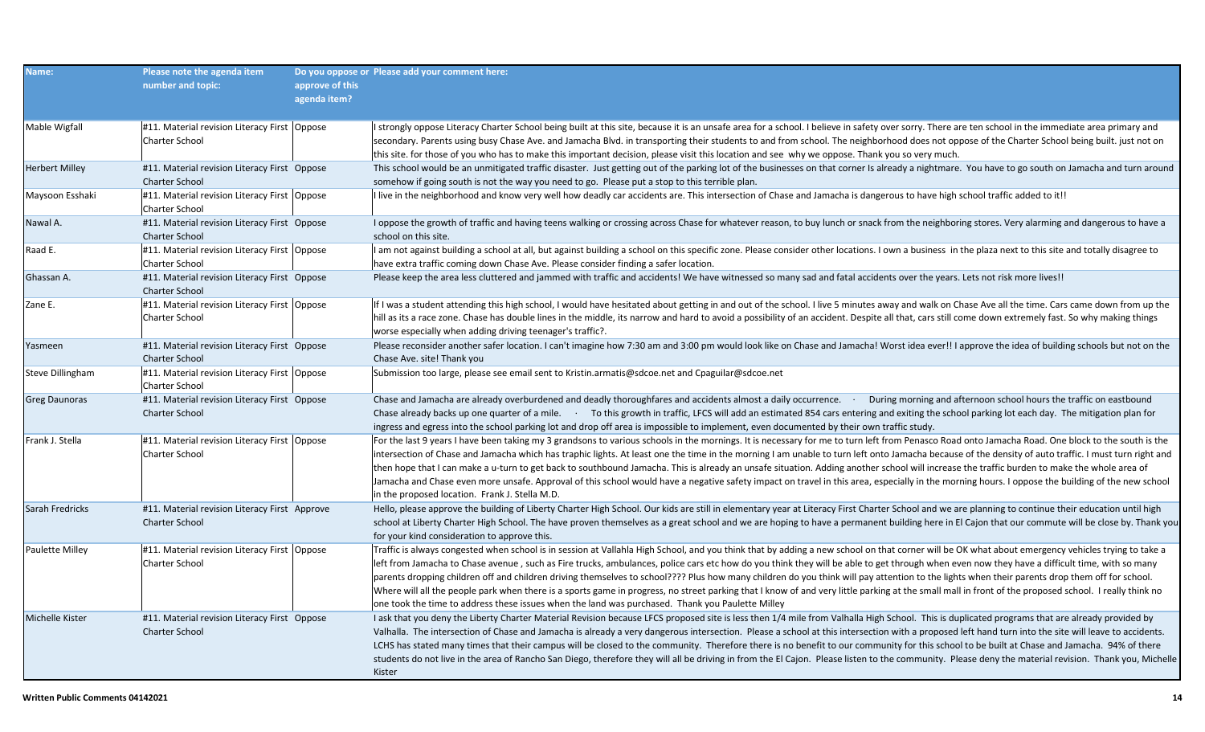| Name: | Please note the agenda item number and topic: | Do you oppose or approve of this agenda item? | Please add your comment here: |
|---|---|---|---|
| Mable Wigfall | #11. Material revision Literacy First Charter School | Oppose | I strongly oppose Literacy Charter School being built at this site, because it is an unsafe area for a school. I believe in safety over sorry. There are ten school in the immediate area primary and secondary. Parents using busy Chase Ave. and Jamacha Blvd. in transporting their students to and from school. The neighborhood does not oppose of the Charter School being built. just not on this site. for those of you who has to make this important decision, please visit this location and see why we oppose. Thank you so very much. |
| Herbert Milley | #11. Material revision Literacy First Charter School | Oppose | This school would be an unmitigated traffic disaster. Just getting out of the parking lot of the businesses on that corner Is already a nightmare. You have to go south on Jamacha and turn around somehow if going south is not the way you need to go. Please put a stop to this terrible plan. |
| Maysoon Esshaki | #11. Material revision Literacy First Charter School | Oppose | I live in the neighborhood and know very well how deadly car accidents are. This intersection of Chase and Jamacha is dangerous to have high school traffic added to it!! |
| Nawal A. | #11. Material revision Literacy First Charter School | Oppose | I oppose the growth of traffic and having teens walking or crossing across Chase for whatever reason, to buy lunch or snack from the neighboring stores. Very alarming and dangerous to have a school on this site. |
| Raad E. | #11. Material revision Literacy First Charter School | Oppose | I am not against building a school at all, but against building a school on this specific zone. Please consider other locations. I own a business in the plaza next to this site and totally disagree to have extra traffic coming down Chase Ave. Please consider finding a safer location. |
| Ghassan A. | #11. Material revision Literacy First Charter School | Oppose | Please keep the area less cluttered and jammed with traffic and accidents! We have witnessed so many sad and fatal accidents over the years. Lets not risk more lives!! |
| Zane E. | #11. Material revision Literacy First Charter School | Oppose | If I was a student attending this high school, I would have hesitated about getting in and out of the school. I live 5 minutes away and walk on Chase Ave all the time. Cars came down from up the hill as its a race zone. Chase has double lines in the middle, its narrow and hard to avoid a possibility of an accident. Despite all that, cars still come down extremely fast. So why making things worse especially when adding driving teenager's traffic?. |
| Yasmeen | #11. Material revision Literacy First Charter School | Oppose | Please reconsider another safer location. I can't imagine how 7:30 am and 3:00 pm would look like on Chase and Jamacha! Worst idea ever!! I approve the idea of building schools but not on the Chase Ave. site! Thank you |
| Steve Dillingham | #11. Material revision Literacy First Charter School | Oppose | Submission too large, please see email sent to Kristin.armatis@sdcoe.net and Cpaguilar@sdcoe.net |
| Greg Daunoras | #11. Material revision Literacy First Charter School | Oppose | Chase and Jamacha are already overburdened and deadly thoroughfares and accidents almost a daily occurrence. · During morning and afternoon school hours the traffic on eastbound Chase already backs up one quarter of a mile. · To this growth in traffic, LFCS will add an estimated 854 cars entering and exiting the school parking lot each day. The mitigation plan for ingress and egress into the school parking lot and drop off area is impossible to implement, even documented by their own traffic study. |
| Frank J. Stella | #11. Material revision Literacy First Charter School | Oppose | For the last 9 years I have been taking my 3 grandsons to various schools in the mornings. It is necessary for me to turn left from Penasco Road onto Jamacha Road. One block to the south is the intersection of Chase and Jamacha which has traphic lights. At least one the time in the morning I am unable to turn left onto Jamacha because of the density of auto traffic. I must turn right and then hope that I can make a u-turn to get back to southbound Jamacha. This is already an unsafe situation. Adding another school will increase the traffic burden to make the whole area of Jamacha and Chase even more unsafe. Approval of this school would have a negative safety impact on travel in this area, especially in the morning hours. I oppose the building of the new school in the proposed location. Frank J. Stella M.D. |
| Sarah Fredricks | #11. Material revision Literacy First Charter School | Approve | Hello, please approve the building of Liberty Charter High School. Our kids are still in elementary year at Literacy First Charter School and we are planning to continue their education until high school at Liberty Charter High School. The have proven themselves as a great school and we are hoping to have a permanent building here in El Cajon that our commute will be close by. Thank you for your kind consideration to approve this. |
| Paulette Milley | #11. Material revision Literacy First Charter School | Oppose | Traffic is always congested when school is in session at Vallahla High School, and you think that by adding a new school on that corner will be OK what about emergency vehicles trying to take a left from Jamacha to Chase avenue , such as Fire trucks, ambulances, police cars etc how do you think they will be able to get through when even now they have a difficult time, with so many parents dropping children off and children driving themselves to school???? Plus how many children do you think will pay attention to the lights when their parents drop them off for school. Where will all the people park when there is a sports game in progress, no street parking that I know of and very little parking at the small mall in front of the proposed school. I really think no one took the time to address these issues when the land was purchased. Thank you Paulette Milley |
| Michelle Kister | #11. Material revision Literacy First Charter School | Oppose | I ask that you deny the Liberty Charter Material Revision because LFCS proposed site is less then 1/4 mile from Valhalla High School. This is duplicated programs that are already provided by Valhalla. The intersection of Chase and Jamacha is already a very dangerous intersection. Please a school at this intersection with a proposed left hand turn into the site will leave to accidents. LCHS has stated many times that their campus will be closed to the community. Therefore there is no benefit to our community for this school to be built at Chase and Jamacha. 94% of there students do not live in the area of Rancho San Diego, therefore they will all be driving in from the El Cajon. Please listen to the community. Please deny the material revision. Thank you, Michelle Kister |

**Written Public Comments 04142021**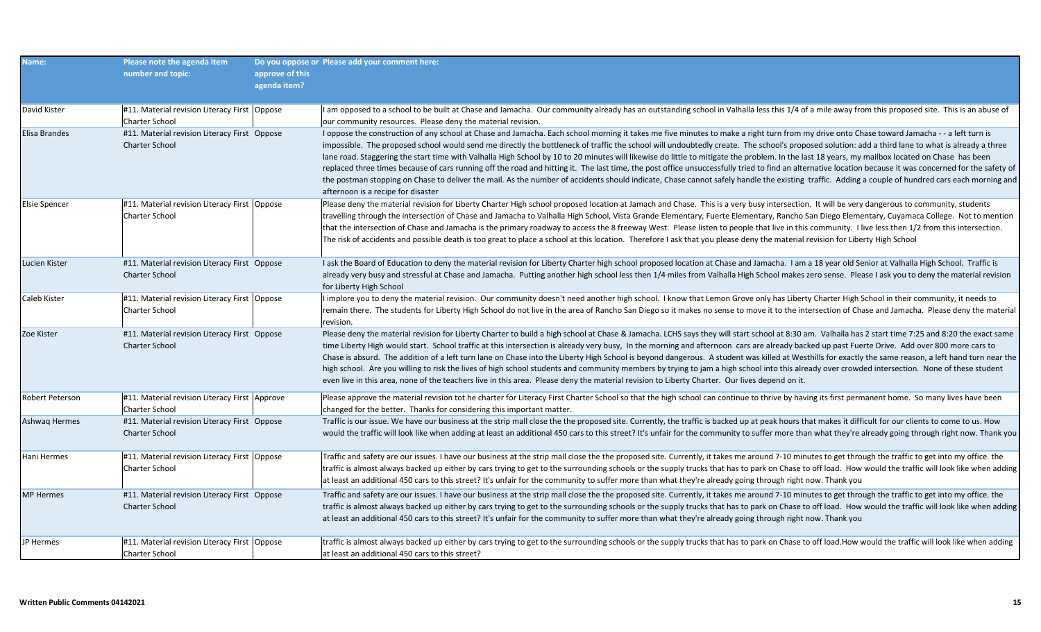| Name: | Please note the agenda item number and topic: | Do you oppose or approve of this agenda item? | Please add your comment here: |
|---|---|---|---|
| David Kister | #11. Material revision Literacy First Charter School | Oppose | I am opposed to a school to be built at Chase and Jamacha. Our community already has an outstanding school in Valhalla less this 1/4 of a mile away from this proposed site. This is an abuse of our community resources. Please deny the material revision. |
| Elisa Brandes | #11. Material revision Literacy First Charter School | Oppose | I oppose the construction of any school at Chase and Jamacha. Each school morning it takes me five minutes to make a right turn from my drive onto Chase toward Jamacha - - a left turn is impossible. The proposed school would send me directly the bottleneck of traffic the school will undoubtedly create. The school's proposed solution: add a third lane to what is already a three lane road. Staggering the start time with Valhalla High School by 10 to 20 minutes will likewise do little to mitigate the problem. In the last 18 years, my mailbox located on Chase has been replaced three times because of cars running off the road and hitting it. The last time, the post office unsuccessfully tried to find an alternative location because it was concerned for the safety of the postman stopping on Chase to deliver the mail. As the number of accidents should indicate, Chase cannot safely handle the existing traffic. Adding a couple of hundred cars each morning and afternoon is a recipe for disaster |
| Elsie Spencer | #11. Material revision Literacy First Charter School | Oppose | Please deny the material revision for Liberty Charter High school proposed location at Jamach and Chase. This is a very busy intersection. It will be very dangerous to community, students travelling through the intersection of Chase and Jamacha to Valhalla High School, Vista Grande Elementary, Fuerte Elementary, Rancho San Diego Elementary, Cuyamaca College. Not to mention that the intersection of Chase and Jamacha is the primary roadway to access the 8 freeway West. Please listen to people that live in this community. I live less then 1/2 from this intersection. The risk of accidents and possible death is too great to place a school at this location. Therefore I ask that you please deny the material revision for Liberty High School |
| Lucien Kister | #11. Material revision Literacy First Charter School | Oppose | I ask the Board of Education to deny the material revision for Liberty Charter high school proposed location at Chase and Jamacha. I am a 18 year old Senior at Valhalla High School. Traffic is already very busy and stressful at Chase and Jamacha. Putting another high school less then 1/4 miles from Valhalla High School makes zero sense. Please I ask you to deny the material revision for Liberty High School |
| Caleb Kister | #11. Material revision Literacy First Charter School | Oppose | I implore you to deny the material revision. Our community doesn't need another high school. I know that Lemon Grove only has Liberty Charter High School in their community, it needs to remain there. The students for Liberty High School do not live in the area of Rancho San Diego so it makes no sense to move it to the intersection of Chase and Jamacha. Please deny the material revision. |
| Zoe Kister | #11. Material revision Literacy First Charter School | Oppose | Please deny the material revision for Liberty Charter to build a high school at Chase & Jamacha. LCHS says they will start school at 8:30 am. Valhalla has 2 start time 7:25 and 8:20 the exact same time Liberty High would start. School traffic at this intersection is already very busy, In the morning and afternoon cars are already backed up past Fuerte Drive. Add over 800 more cars to Chase is absurd. The addition of a left turn lane on Chase into the Liberty High School is beyond dangerous. A student was killed at Westhills for exactly the same reason, a left hand turn near the high school. Are you willing to risk the lives of high school students and community members by trying to jam a high school into this already over crowded intersection. None of these student even live in this area, none of the teachers live in this area. Please deny the material revision to Liberty Charter. Our lives depend on it. |
| Robert Peterson | #11. Material revision Literacy First Charter School | Approve | Please approve the material revision tot he charter for Literacy First Charter School so that the high school can continue to thrive by having its first permanent home. So many lives have been changed for the better. Thanks for considering this important matter. |
| Ashwaq Hermes | #11. Material revision Literacy First Charter School | Oppose | Traffic is our issue. We have our business at the strip mall close the the proposed site. Currently, the traffic is backed up at peak hours that makes it difficult for our clients to come to us. How would the traffic will look like when adding at least an additional 450 cars to this street? It's unfair for the community to suffer more than what they're already going through right now. Thank you |
| Hani Hermes | #11. Material revision Literacy First Charter School | Oppose | Traffic and safety are our issues. I have our business at the strip mall close the the proposed site. Currently, it takes me around 7-10 minutes to get through the traffic to get into my office. the traffic is almost always backed up either by cars trying to get to the surrounding schools or the supply trucks that has to park on Chase to off load. How would the traffic will look like when adding at least an additional 450 cars to this street? It's unfair for the community to suffer more than what they're already going through right now. Thank you |
| MP Hermes | #11. Material revision Literacy First Charter School | Oppose | Traffic and safety are our issues. I have our business at the strip mall close the the proposed site. Currently, it takes me around 7-10 minutes to get through the traffic to get into my office. the traffic is almost always backed up either by cars trying to get to the surrounding schools or the supply trucks that has to park on Chase to off load. How would the traffic will look like when adding at least an additional 450 cars to this street? It's unfair for the community to suffer more than what they're already going through right now. Thank you |
| JP Hermes | #11. Material revision Literacy First Charter School | Oppose | traffic is almost always backed up either by cars trying to get to the surrounding schools or the supply trucks that has to park on Chase to off load.How would the traffic will look like when adding at least an additional 450 cars to this street? |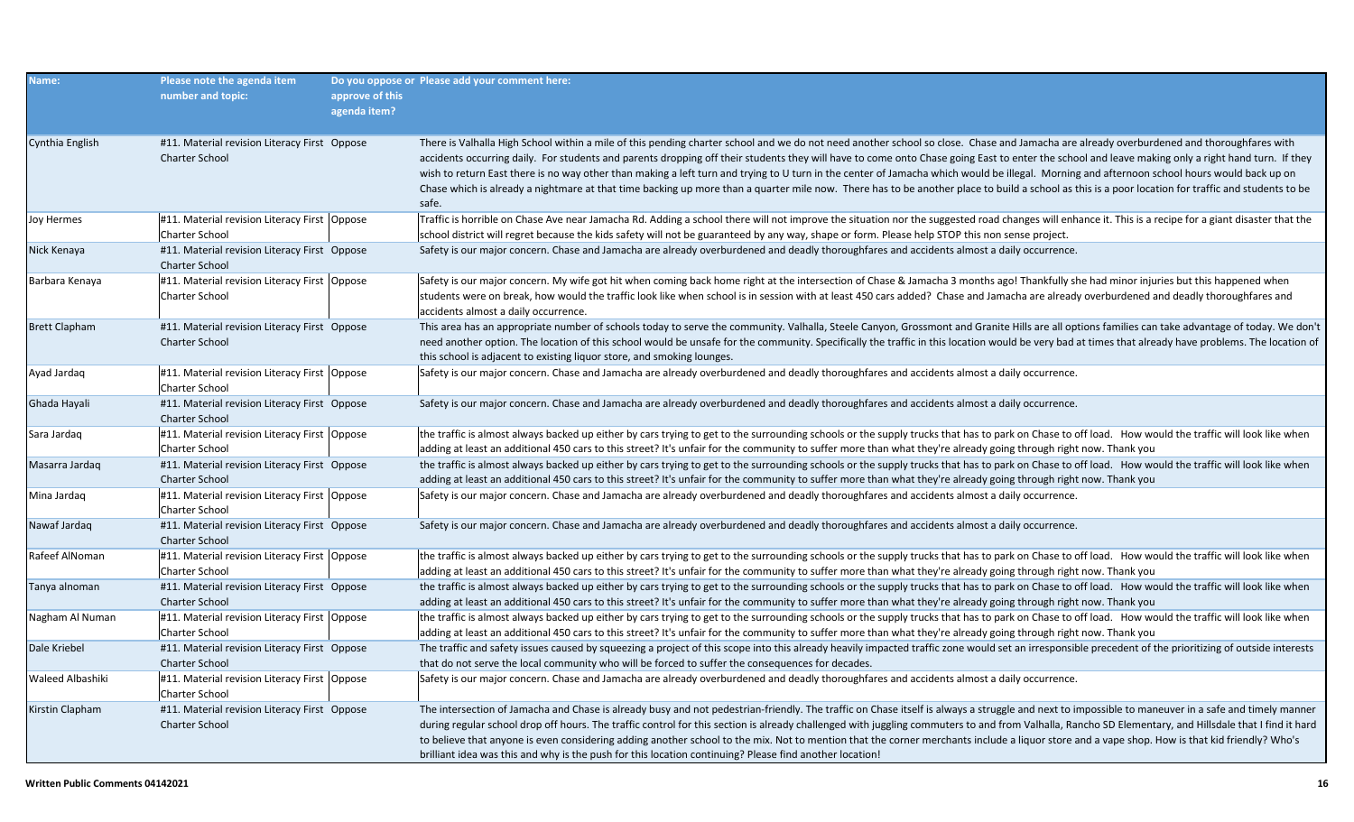| Name: | Please note the agenda item number and topic: | Do you oppose or approve of this agenda item? | Please add your comment here: |
|---|---|---|---|
| Cynthia English | #11. Material revision Literacy First Charter School | Oppose | There is Valhalla High School within a mile of this pending charter school and we do not need another school so close. Chase and Jamacha are already overburdened and thoroughfares with accidents occurring daily. For students and parents dropping off their students they will have to come onto Chase going East to enter the school and leave making only a right hand turn. If they wish to return East there is no way other than making a left turn and trying to U turn in the center of Jamacha which would be illegal. Morning and afternoon school hours would back up on Chase which is already a nightmare at that time backing up more than a quarter mile now. There has to be another place to build a school as this is a poor location for traffic and students to be safe. |
| Joy Hermes | #11. Material revision Literacy First Charter School | Oppose | Traffic is horrible on Chase Ave near Jamacha Rd. Adding a school there will not improve the situation nor the suggested road changes will enhance it. This is a recipe for a giant disaster that the school district will regret because the kids safety will not be guaranteed by any way, shape or form. Please help STOP this non sense project. |
| Nick Kenaya | #11. Material revision Literacy First Charter School | Oppose | Safety is our major concern. Chase and Jamacha are already overburdened and deadly thoroughfares and accidents almost a daily occurrence. |
| Barbara Kenaya | #11. Material revision Literacy First Charter School | Oppose | Safety is our major concern. My wife got hit when coming back home right at the intersection of Chase & Jamacha 3 months ago! Thankfully she had minor injuries but this happened when students were on break, how would the traffic look like when school is in session with at least 450 cars added? Chase and Jamacha are already overburdened and deadly thoroughfares and accidents almost a daily occurrence. |
| Brett Clapham | #11. Material revision Literacy First Charter School | Oppose | This area has an appropriate number of schools today to serve the community. Valhalla, Steele Canyon, Grossmont and Granite Hills are all options families can take advantage of today. We don't need another option. The location of this school would be unsafe for the community. Specifically the traffic in this location would be very bad at times that already have problems. The location of this school is adjacent to existing liquor store, and smoking lounges. |
| Ayad Jardaq | #11. Material revision Literacy First Charter School | Oppose | Safety is our major concern. Chase and Jamacha are already overburdened and deadly thoroughfares and accidents almost a daily occurrence. |
| Ghada Hayali | #11. Material revision Literacy First Charter School | Oppose | Safety is our major concern. Chase and Jamacha are already overburdened and deadly thoroughfares and accidents almost a daily occurrence. |
| Sara Jardaq | #11. Material revision Literacy First Charter School | Oppose | the traffic is almost always backed up either by cars trying to get to the surrounding schools or the supply trucks that has to park on Chase to off load. How would the traffic will look like when adding at least an additional 450 cars to this street? It's unfair for the community to suffer more than what they're already going through right now. Thank you |
| Masarra Jardaq | #11. Material revision Literacy First Charter School | Oppose | the traffic is almost always backed up either by cars trying to get to the surrounding schools or the supply trucks that has to park on Chase to off load. How would the traffic will look like when adding at least an additional 450 cars to this street? It's unfair for the community to suffer more than what they're already going through right now. Thank you |
| Mina Jardaq | #11. Material revision Literacy First Charter School | Oppose | Safety is our major concern. Chase and Jamacha are already overburdened and deadly thoroughfares and accidents almost a daily occurrence. |
| Nawaf Jardaq | #11. Material revision Literacy First Charter School | Oppose | Safety is our major concern. Chase and Jamacha are already overburdened and deadly thoroughfares and accidents almost a daily occurrence. |
| Rafeef AlNoman | #11. Material revision Literacy First Charter School | Oppose | the traffic is almost always backed up either by cars trying to get to the surrounding schools or the supply trucks that has to park on Chase to off load. How would the traffic will look like when adding at least an additional 450 cars to this street? It's unfair for the community to suffer more than what they're already going through right now. Thank you |
| Tanya alnoman | #11. Material revision Literacy First Charter School | Oppose | the traffic is almost always backed up either by cars trying to get to the surrounding schools or the supply trucks that has to park on Chase to off load. How would the traffic will look like when adding at least an additional 450 cars to this street? It's unfair for the community to suffer more than what they're already going through right now. Thank you |
| Nagham Al Numan | #11. Material revision Literacy First Charter School | Oppose | the traffic is almost always backed up either by cars trying to get to the surrounding schools or the supply trucks that has to park on Chase to off load. How would the traffic will look like when adding at least an additional 450 cars to this street? It's unfair for the community to suffer more than what they're already going through right now. Thank you |
| Dale Kriebel | #11. Material revision Literacy First Charter School | Oppose | The traffic and safety issues caused by squeezing a project of this scope into this already heavily impacted traffic zone would set an irresponsible precedent of the prioritizing of outside interests that do not serve the local community who will be forced to suffer the consequences for decades. |
| Waleed Albashiki | #11. Material revision Literacy First Charter School | Oppose | Safety is our major concern. Chase and Jamacha are already overburdened and deadly thoroughfares and accidents almost a daily occurrence. |
| Kirstin Clapham | #11. Material revision Literacy First Charter School | Oppose | The intersection of Jamacha and Chase is already busy and not pedestrian-friendly. The traffic on Chase itself is always a struggle and next to impossible to maneuver in a safe and timely manner during regular school drop off hours. The traffic control for this section is already challenged with juggling commuters to and from Valhalla, Rancho SD Elementary, and Hillsdale that I find it hard to believe that anyone is even considering adding another school to the mix. Not to mention that the corner merchants include a liquor store and a vape shop. How is that kid friendly? Who's brilliant idea was this and why is the push for this location continuing? Please find another location! |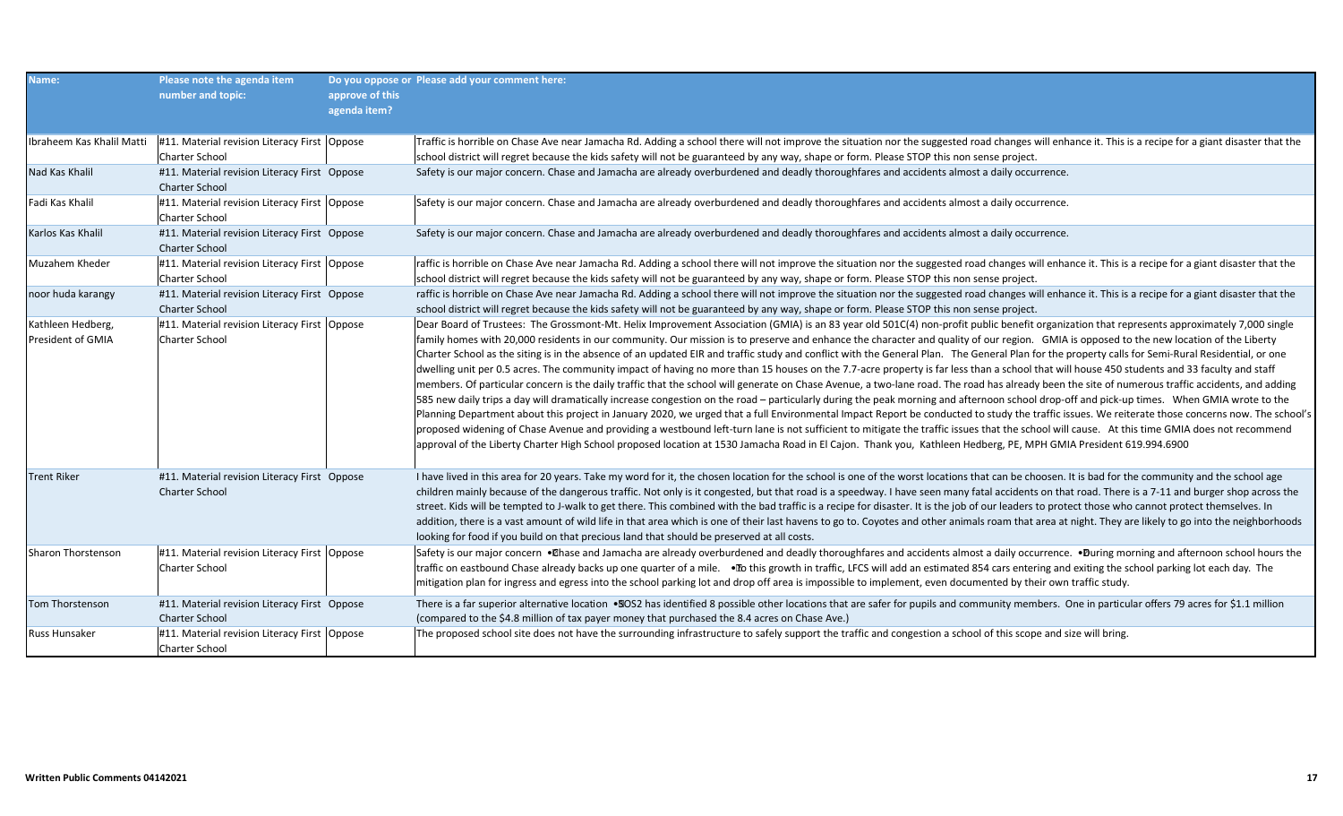| Name: | Please note the agenda item number and topic: | Do you oppose or approve of this agenda item? | Please add your comment here: |
|---|---|---|---|
| Ibraheem Kas Khalil Matti | #11. Material revision Literacy First Charter School | Oppose | Traffic is horrible on Chase Ave near Jamacha Rd. Adding a school there will not improve the situation nor the suggested road changes will enhance it. This is a recipe for a giant disaster that the school district will regret because the kids safety will not be guaranteed by any way, shape or form. Please STOP this non sense project. |
| Nad Kas Khalil | #11. Material revision Literacy First Charter School | Oppose | Safety is our major concern. Chase and Jamacha are already overburdened and deadly thoroughfares and accidents almost a daily occurrence. |
| Fadi Kas Khalil | #11. Material revision Literacy First Charter School | Oppose | Safety is our major concern. Chase and Jamacha are already overburdened and deadly thoroughfares and accidents almost a daily occurrence. |
| Karlos Kas Khalil | #11. Material revision Literacy First Charter School | Oppose | Safety is our major concern. Chase and Jamacha are already overburdened and deadly thoroughfares and accidents almost a daily occurrence. |
| Muzahem Kheder | #11. Material revision Literacy First Charter School | Oppose | raffic is horrible on Chase Ave near Jamacha Rd. Adding a school there will not improve the situation nor the suggested road changes will enhance it. This is a recipe for a giant disaster that the school district will regret because the kids safety will not be guaranteed by any way, shape or form. Please STOP this non sense project. |
| noor huda karangy | #11. Material revision Literacy First Charter School | Oppose | raffic is horrible on Chase Ave near Jamacha Rd. Adding a school there will not improve the situation nor the suggested road changes will enhance it. This is a recipe for a giant disaster that the school district will regret because the kids safety will not be guaranteed by any way, shape or form. Please STOP this non sense project. |
| Kathleen Hedberg, President of GMIA | #11. Material revision Literacy First Charter School | Oppose | Dear Board of Trustees: The Grossmont-Mt. Helix Improvement Association (GMIA) is an 83 year old 501C(4) non-profit public benefit organization that represents approximately 7,000 single family homes with 20,000 residents in our community. Our mission is to preserve and enhance the character and quality of our region. GMIA is opposed to the new location of the Liberty Charter School as the siting is in the absence of an updated EIR and traffic study and conflict with the General Plan. The General Plan for the property calls for Semi-Rural Residential, or one dwelling unit per 0.5 acres. The community impact of having no more than 15 houses on the 7.7-acre property is far less than a school that will house 450 students and 33 faculty and staff members. Of particular concern is the daily traffic that the school will generate on Chase Avenue, a two-lane road. The road has already been the site of numerous traffic accidents, and adding 585 new daily trips a day will dramatically increase congestion on the road – particularly during the peak morning and afternoon school drop-off and pick-up times. When GMIA wrote to the Planning Department about this project in January 2020, we urged that a full Environmental Impact Report be conducted to study the traffic issues. We reiterate those concerns now. The school's proposed widening of Chase Avenue and providing a westbound left-turn lane is not sufficient to mitigate the traffic issues that the school will cause. At this time GMIA does not recommend approval of the Liberty Charter High School proposed location at 1530 Jamacha Road in El Cajon. Thank you, Kathleen Hedberg, PE, MPH GMIA President 619.994.6900 |
| Trent Riker | #11. Material revision Literacy First Charter School | Oppose | I have lived in this area for 20 years. Take my word for it, the chosen location for the school is one of the worst locations that can be choosen. It is bad for the community and the school age children mainly because of the dangerous traffic. Not only is it congested, but that road is a speedway. I have seen many fatal accidents on that road. There is a 7-11 and burger shop across the street. Kids will be tempted to J-walk to get there. This combined with the bad traffic is a recipe for disaster. It is the job of our leaders to protect those who cannot protect themselves. In addition, there is a vast amount of wild life in that area which is one of their last havens to go to. Coyotes and other animals roam that area at night. They are likely to go into the neighborhoods looking for food if you build on that precious land that should be preserved at all costs. |
| Sharon Thorstenson | #11. Material revision Literacy First Charter School | Oppose | Safety is our major concern • Chase and Jamacha are already overburdened and deadly thoroughfares and accidents almost a daily occurrence. • During morning and afternoon school hours the traffic on eastbound Chase already backs up one quarter of a mile. • To this growth in traffic, LFCS will add an estimated 854 cars entering and exiting the school parking lot each day. The mitigation plan for ingress and egress into the school parking lot and drop off area is impossible to implement, even documented by their own traffic study. |
| Tom Thorstenson | #11. Material revision Literacy First Charter School | Oppose | There is a far superior alternative location • SOS2 has identified 8 possible other locations that are safer for pupils and community members. One in particular offers 79 acres for $1.1 million (compared to the $4.8 million of tax payer money that purchased the 8.4 acres on Chase Ave.) |
| Russ Hunsaker | #11. Material revision Literacy First Charter School | Oppose | The proposed school site does not have the surrounding infrastructure to safely support the traffic and congestion a school of this scope and size will bring. |

Written Public Comments 04142021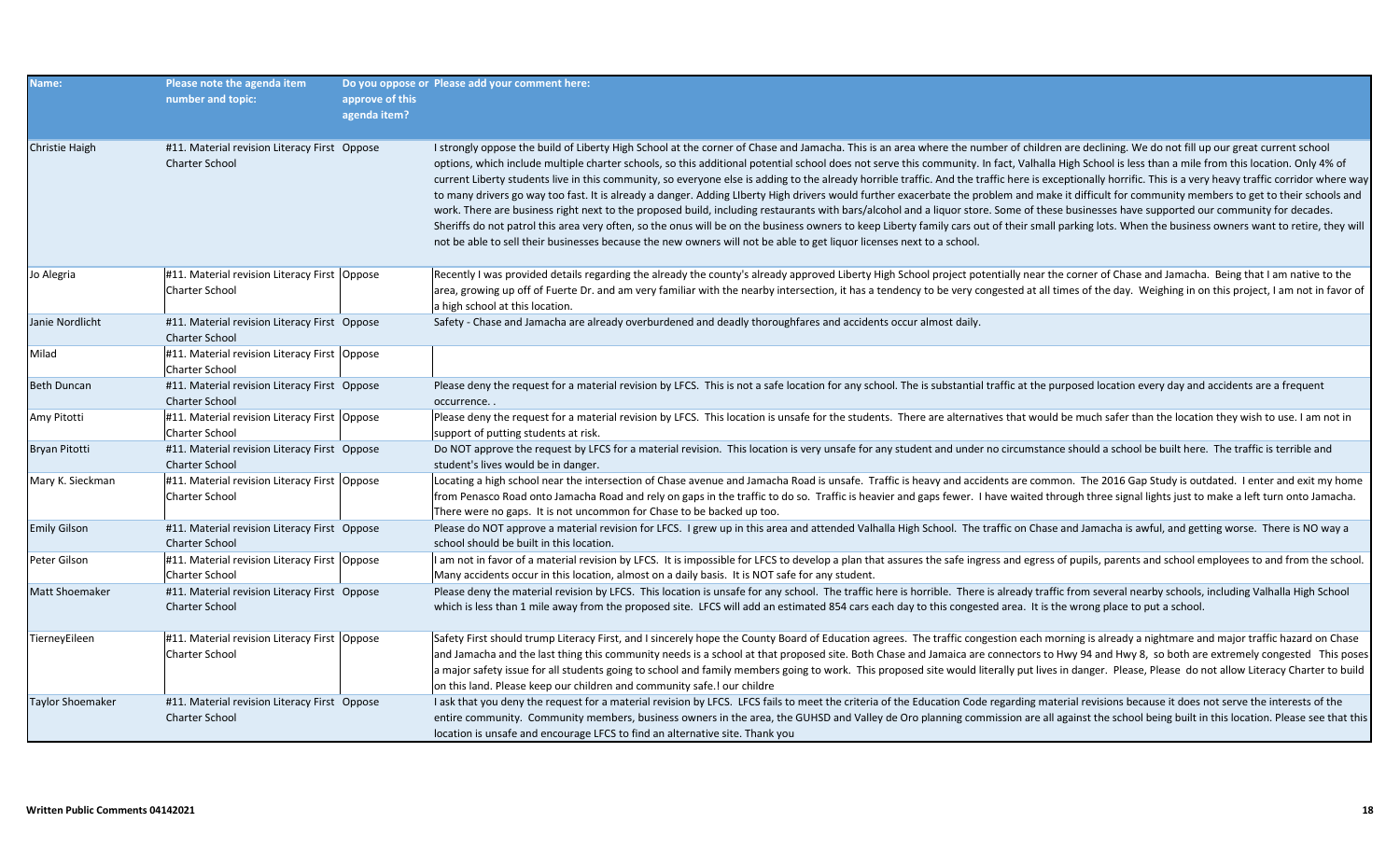| Name: | Please note the agenda item number and topic: | Do you oppose or approve of this agenda item? | Please add your comment here: |
|---|---|---|---|
| Christie Haigh | #11. Material revision Literacy First Charter School | Oppose | I strongly oppose the build of Liberty High School at the corner of Chase and Jamacha. This is an area where the number of children are declining. We do not fill up our great current school options, which include multiple charter schools, so this additional potential school does not serve this community. In fact, Valhalla High School is less than a mile from this location. Only 4% of current Liberty students live in this community, so everyone else is adding to the already horrible traffic. And the traffic here is exceptionally horrific. This is a very heavy traffic corridor where way to many drivers go way too fast. It is already a danger. Adding LIberty High drivers would further exacerbate the problem and make it difficult for community members to get to their schools and work. There are business right next to the proposed build, including restaurants with bars/alcohol and a liquor store. Some of these businesses have supported our community for decades. Sheriffs do not patrol this area very often, so the onus will be on the business owners to keep Liberty family cars out of their small parking lots. When the business owners want to retire, they will not be able to sell their businesses because the new owners will not be able to get liquor licenses next to a school. |
| Jo Alegria | #11. Material revision Literacy First Charter School | Oppose | Recently I was provided details regarding the already the county's already approved Liberty High School project potentially near the corner of Chase and Jamacha. Being that I am native to the area, growing up off of Fuerte Dr. and am very familiar with the nearby intersection, it has a tendency to be very congested at all times of the day. Weighing in on this project, I am not in favor of a high school at this location. |
| Janie Nordlicht | #11. Material revision Literacy First Charter School | Oppose | Safety - Chase and Jamacha are already overburdened and deadly thoroughfares and accidents occur almost daily. |
| Milad | #11. Material revision Literacy First Charter School | Oppose | |
| Beth Duncan | #11. Material revision Literacy First Charter School | Oppose | Please deny the request for a material revision by LFCS. This is not a safe location for any school. The is substantial traffic at the purposed location every day and accidents are a frequent occurrence. . |
| Amy Pitotti | #11. Material revision Literacy First Charter School | Oppose | Please deny the request for a material revision by LFCS. This location is unsafe for the students. There are alternatives that would be much safer than the location they wish to use. I am not in support of putting students at risk. |
| Bryan Pitotti | #11. Material revision Literacy First Charter School | Oppose | Do NOT approve the request by LFCS for a material revision. This location is very unsafe for any student and under no circumstance should a school be built here. The traffic is terrible and student's lives would be in danger. |
| Mary K. Sieckman | #11. Material revision Literacy First Charter School | Oppose | Locating a high school near the intersection of Chase avenue and Jamacha Road is unsafe. Traffic is heavy and accidents are common. The 2016 Gap Study is outdated. I enter and exit my home from Penasco Road onto Jamacha Road and rely on gaps in the traffic to do so. Traffic is heavier and gaps fewer. I have waited through three signal lights just to make a left turn onto Jamacha. There were no gaps. It is not uncommon for Chase to be backed up too. |
| Emily Gilson | #11. Material revision Literacy First Charter School | Oppose | Please do NOT approve a material revision for LFCS. I grew up in this area and attended Valhalla High School. The traffic on Chase and Jamacha is awful, and getting worse. There is NO way a school should be built in this location. |
| Peter Gilson | #11. Material revision Literacy First Charter School | Oppose | I am not in favor of a material revision by LFCS. It is impossible for LFCS to develop a plan that assures the safe ingress and egress of pupils, parents and school employees to and from the school. Many accidents occur in this location, almost on a daily basis. It is NOT safe for any student. |
| Matt Shoemaker | #11. Material revision Literacy First Charter School | Oppose | Please deny the material revision by LFCS. This location is unsafe for any school. The traffic here is horrible. There is already traffic from several nearby schools, including Valhalla High School which is less than 1 mile away from the proposed site. LFCS will add an estimated 854 cars each day to this congested area. It is the wrong place to put a school. |
| TierneyEileen | #11. Material revision Literacy First Charter School | Oppose | Safety First should trump Literacy First, and I sincerely hope the County Board of Education agrees. The traffic congestion each morning is already a nightmare and major traffic hazard on Chase and Jamacha and the last thing this community needs is a school at that proposed site. Both Chase and Jamaica are connectors to Hwy 94 and Hwy 8, so both are extremely congested This poses a major safety issue for all students going to school and family members going to work. This proposed site would literally put lives in danger. Please, Please do not allow Literacy Charter to build on this land. Please keep our children and community safe.! our childre |
| Taylor Shoemaker | #11. Material revision Literacy First Charter School | Oppose | I ask that you deny the request for a material revision by LFCS. LFCS fails to meet the criteria of the Education Code regarding material revisions because it does not serve the interests of the entire community. Community members, business owners in the area, the GUHSD and Valley de Oro planning commission are all against the school being built in this location. Please see that this location is unsafe and encourage LFCS to find an alternative site. Thank you |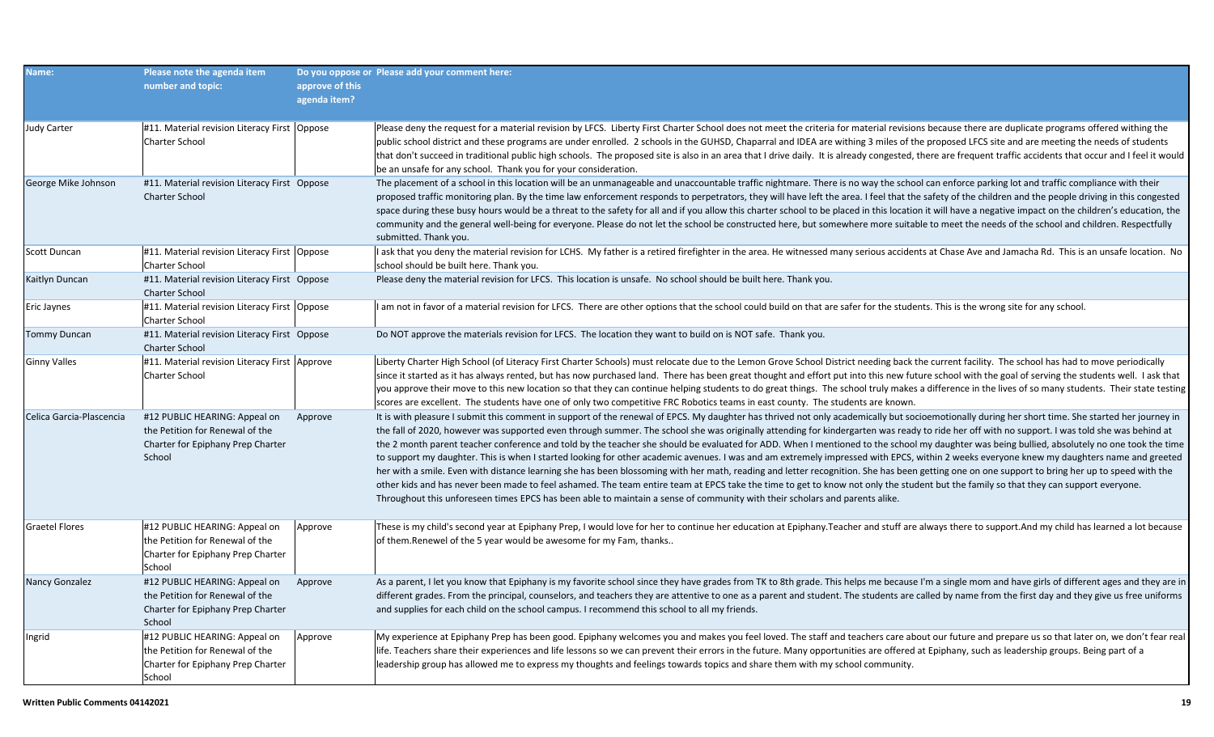| Name: | Please note the agenda item number and topic: | Do you oppose or approve of this agenda item? | Please add your comment here: |
| --- | --- | --- | --- |
| Judy Carter | #11. Material revision Literacy First Charter School | Oppose | Please deny the request for a material revision by LFCS. Liberty First Charter School does not meet the criteria for material revisions because there are duplicate programs offered withing the public school district and these programs are under enrolled. 2 schools in the GUHSD, Chaparral and IDEA are withing 3 miles of the proposed LFCS site and are meeting the needs of students that don't succeed in traditional public high schools. The proposed site is also in an area that I drive daily. It is already congested, there are frequent traffic accidents that occur and I feel it would be an unsafe for any school. Thank you for your consideration. |
| George Mike Johnson | #11. Material revision Literacy First Charter School | Oppose | The placement of a school in this location will be an unmanageable and unaccountable traffic nightmare. There is no way the school can enforce parking lot and traffic compliance with their proposed traffic monitoring plan. By the time law enforcement responds to perpetrators, they will have left the area. I feel that the safety of the children and the people driving in this congested space during these busy hours would be a threat to the safety for all and if you allow this charter school to be placed in this location it will have a negative impact on the children's education, the community and the general well-being for everyone. Please do not let the school be constructed here, but somewhere more suitable to meet the needs of the school and children. Respectfully submitted. Thank you. |
| Scott Duncan | #11. Material revision Literacy First Charter School | Oppose | I ask that you deny the material revision for LCHS. My father is a retired firefighter in the area. He witnessed many serious accidents at Chase Ave and Jamacha Rd. This is an unsafe location. No school should be built here. Thank you. |
| Kaitlyn Duncan | #11. Material revision Literacy First Charter School | Oppose | Please deny the material revision for LFCS. This location is unsafe. No school should be built here. Thank you. |
| Eric Jaynes | #11. Material revision Literacy First Charter School | Oppose | I am not in favor of a material revision for LFCS. There are other options that the school could build on that are safer for the students. This is the wrong site for any school. |
| Tommy Duncan | #11. Material revision Literacy First Charter School | Oppose | Do NOT approve the materials revision for LFCS. The location they want to build on is NOT safe. Thank you. |
| Ginny Valles | #11. Material revision Literacy First Charter School | Approve | Liberty Charter High School (of Literacy First Charter Schools) must relocate due to the Lemon Grove School District needing back the current facility. The school has had to move periodically since it started as it has always rented, but has now purchased land. There has been great thought and effort put into this new future school with the goal of serving the students well. I ask that you approve their move to this new location so that they can continue helping students to do great things. The school truly makes a difference in the lives of so many students. Their state testing scores are excellent. The students have one of only two competitive FRC Robotics teams in east county. The students are known. |
| Celica Garcia-Plascencia | #12 PUBLIC HEARING: Appeal on the Petition for Renewal of the Charter for Epiphany Prep Charter School | Approve | It is with pleasure I submit this comment in support of the renewal of EPCS. My daughter has thrived not only academically but socioemotionally during her short time. She started her journey in the fall of 2020, however was supported even through summer. The school she was originally attending for kindergarten was ready to ride her off with no support. I was told she was behind at the 2 month parent teacher conference and told by the teacher she should be evaluated for ADD. When I mentioned to the school my daughter was being bullied, absolutely no one took the time to support my daughter. This is when I started looking for other academic avenues. I was and am extremely impressed with EPCS, within 2 weeks everyone knew my daughters name and greeted her with a smile. Even with distance learning she has been blossoming with her math, reading and letter recognition. She has been getting one on one support to bring her up to speed with the other kids and has never been made to feel ashamed. The team entire team at EPCS take the time to get to know not only the student but the family so that they can support everyone. Throughout this unforeseen times EPCS has been able to maintain a sense of community with their scholars and parents alike. |
| Graetel Flores | #12 PUBLIC HEARING: Appeal on the Petition for Renewal of the Charter for Epiphany Prep Charter School | Approve | These is my child's second year at Epiphany Prep, I would love for her to continue her education at Epiphany.Teacher and stuff are always there to support.And my child has learned a lot because of them.Renewel of the 5 year would be awesome for my Fam, thanks.. |
| Nancy Gonzalez | #12 PUBLIC HEARING: Appeal on the Petition for Renewal of the Charter for Epiphany Prep Charter School | Approve | As a parent, I let you know that Epiphany is my favorite school since they have grades from TK to 8th grade. This helps me because I'm a single mom and have girls of different ages and they are in different grades. From the principal, counselors, and teachers they are attentive to one as a parent and student. The students are called by name from the first day and they give us free uniforms and supplies for each child on the school campus. I recommend this school to all my friends. |
| Ingrid | #12 PUBLIC HEARING: Appeal on the Petition for Renewal of the Charter for Epiphany Prep Charter School | Approve | My experience at Epiphany Prep has been good. Epiphany welcomes you and makes you feel loved. The staff and teachers care about our future and prepare us so that later on, we don't fear real life. Teachers share their experiences and life lessons so we can prevent their errors in the future. Many opportunities are offered at Epiphany, such as leadership groups. Being part of a leadership group has allowed me to express my thoughts and feelings towards topics and share them with my school community. |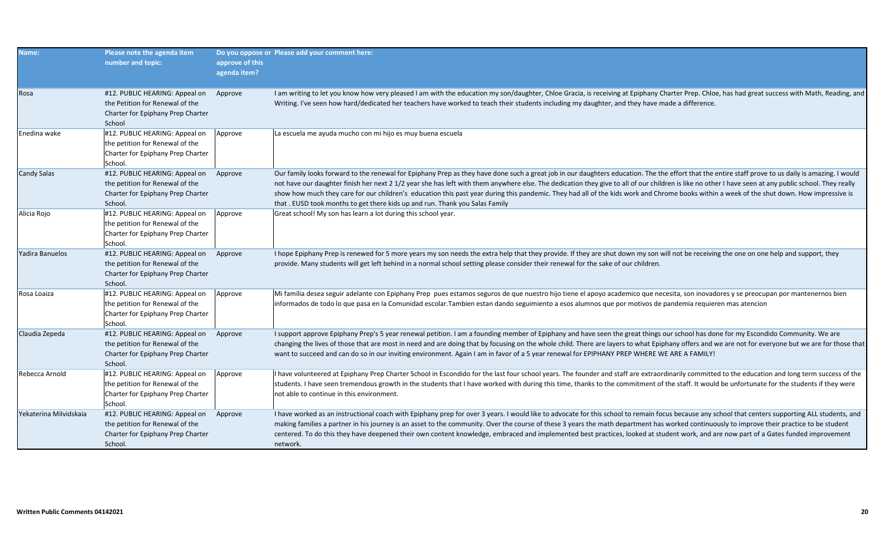| Name: | Please note the agenda item number and topic: | Do you oppose or approve of this agenda item? | Please add your comment here: |
|---|---|---|---|
| Rosa | #12. PUBLIC HEARING: Appeal on the Petition for Renewal of the Charter for Epiphany Prep Charter School | Approve | I am writing to let you know how very pleased I am with the education my son/daughter, Chloe Gracia, is receiving at Epiphany Charter Prep. Chloe, has had great success with Math, Reading, and Writing. I've seen how hard/dedicated her teachers have worked to teach their students including my daughter, and they have made a difference. |
| Enedina wake | #12. PUBLIC HEARING: Appeal on the petition for Renewal of the Charter for Epiphany Prep Charter School. | Approve | La escuela me ayuda mucho con mi hijo es muy buena escuela |
| Candy Salas | #12. PUBLIC HEARING: Appeal on the petition for Renewal of the Charter for Epiphany Prep Charter School. | Approve | Our family looks forward to the renewal for Epiphany Prep as they have done such a great job in our daughters education. The the effort that the entire staff prove to us daily is amazing. I would not have our daughter finish her next 2 1/2 year she has left with them anywhere else. The dedication they give to all of our children is like no other I have seen at any public school. They really show how much they care for our children's education this past year during this pandemic. They had all of the kids work and Chrome books within a week of the shut down. How impressive is that . EUSD took months to get there kids up and run. Thank you Salas Family |
| Alicia Rojo | #12. PUBLIC HEARING: Appeal on the petition for Renewal of the Charter for Epiphany Prep Charter School. | Approve | Great school! My son has learn a lot during this school year. |
| Yadira Banuelos | #12. PUBLIC HEARING: Appeal on the petition for Renewal of the Charter for Epiphany Prep Charter School. | Approve | I hope Epiphany Prep is renewed for 5 more years my son needs the extra help that they provide. If they are shut down my son will not be receiving the one on one help and support, they provide. Many students will get left behind in a normal school setting please consider their renewal for the sake of our children. |
| Rosa Loaiza | #12. PUBLIC HEARING: Appeal on the petition for Renewal of the Charter for Epiphany Prep Charter School. | Approve | Mi familia desea seguir adelante con Epiphany Prep pues estamos seguros de que nuestro hijo tiene el apoyo academico que necesita, son inovadores y se preocupan por mantenernos bien informados de todo lo que pasa en la Comunidad escolar.Tambien estan dando seguimiento a esos alumnos que por motivos de pandemia requieren mas atencion |
| Claudia Zepeda | #12. PUBLIC HEARING: Appeal on the petition for Renewal of the Charter for Epiphany Prep Charter School. | Approve | I support approve Epiphany Prep's 5 year renewal petition. I am a founding member of Epiphany and have seen the great things our school has done for my Escondido Community. We are changing the lives of those that are most in need and are doing that by focusing on the whole child. There are layers to what Epiphany offers and we are not for everyone but we are for those that want to succeed and can do so in our inviting environment. Again I am in favor of a 5 year renewal for EPIPHANY PREP WHERE WE ARE A FAMILY! |
| Rebecca Arnold | #12. PUBLIC HEARING: Appeal on the petition for Renewal of the Charter for Epiphany Prep Charter School. | Approve | I have volunteered at Epiphany Prep Charter School in Escondido for the last four school years. The founder and staff are extraordinarily committed to the education and long term success of the students. I have seen tremendous growth in the students that I have worked with during this time, thanks to the commitment of the staff. It would be unfortunate for the students if they were not able to continue in this environment. |
| Yekaterina Milvidskaia | #12. PUBLIC HEARING: Appeal on the petition for Renewal of the Charter for Epiphany Prep Charter School. | Approve | I have worked as an instructional coach with Epiphany prep for over 3 years. I would like to advocate for this school to remain focus because any school that centers supporting ALL students, and making families a partner in his journey is an asset to the community. Over the course of these 3 years the math department has worked continuously to improve their practice to be student centered. To do this they have deepened their own content knowledge, embraced and implemented best practices, looked at student work, and are now part of a Gates funded improvement network. |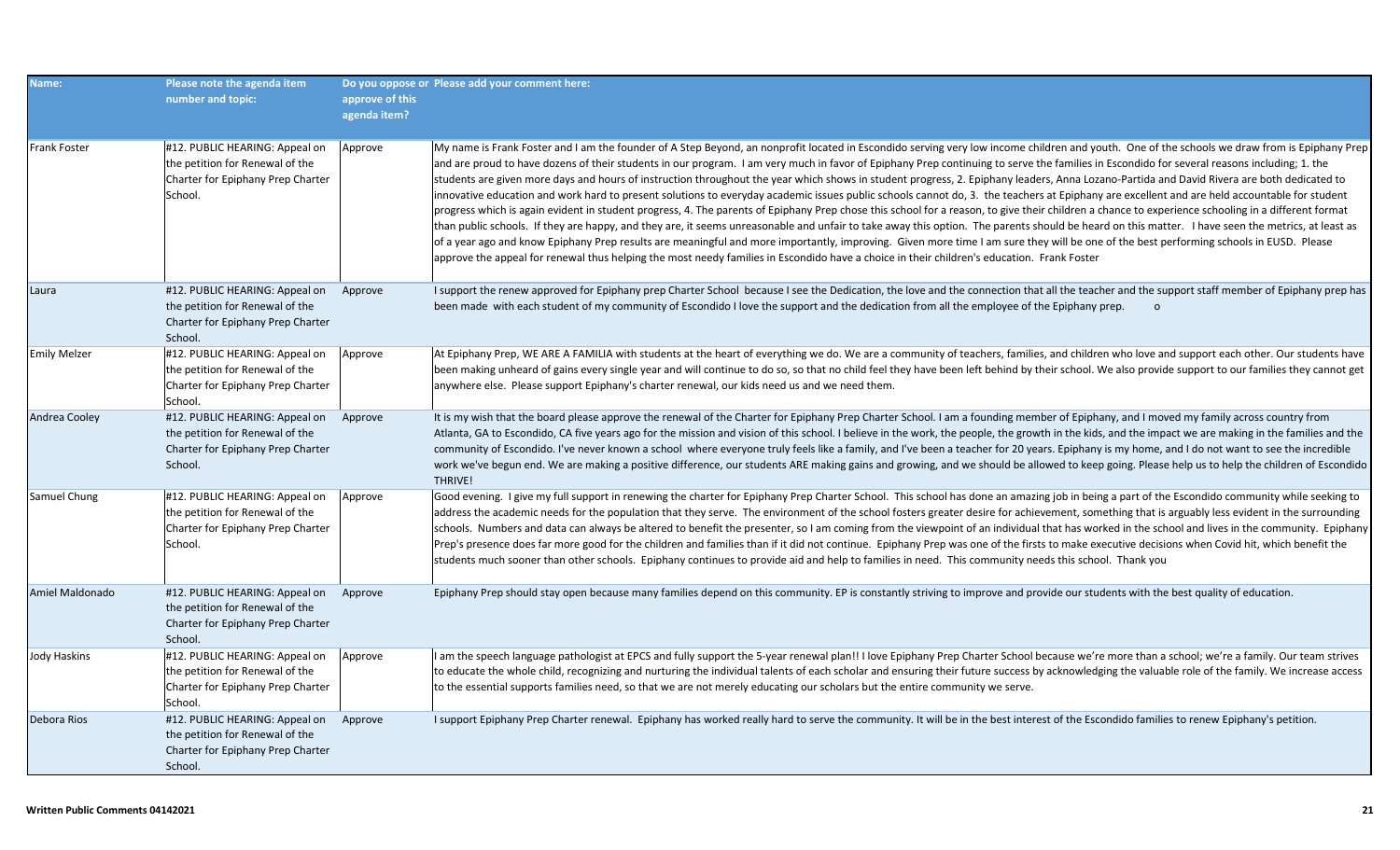| Name: | Please note the agenda item number and topic: | Do you oppose or approve of this agenda item? | Please add your comment here: |
|---|---|---|---|
| Frank Foster | #12. PUBLIC HEARING: Appeal on the petition for Renewal of the Charter for Epiphany Prep Charter School. | Approve | My name is Frank Foster and I am the founder of A Step Beyond, an nonprofit located in Escondido serving very low income children and youth. One of the schools we draw from is Epiphany Prep and are proud to have dozens of their students in our program. I am very much in favor of Epiphany Prep continuing to serve the families in Escondido for several reasons including; 1. the students are given more days and hours of instruction throughout the year which shows in student progress, 2. Epiphany leaders, Anna Lozano-Partida and David Rivera are both dedicated to innovative education and work hard to present solutions to everyday academic issues public schools cannot do, 3. the teachers at Epiphany are excellent and are held accountable for student progress which is again evident in student progress, 4. The parents of Epiphany Prep chose this school for a reason, to give their children a chance to experience schooling in a different format than public schools. If they are happy, and they are, it seems unreasonable and unfair to take away this option. The parents should be heard on this matter. I have seen the metrics, at least as of a year ago and know Epiphany Prep results are meaningful and more importantly, improving. Given more time I am sure they will be one of the best performing schools in EUSD. Please approve the appeal for renewal thus helping the most needy families in Escondido have a choice in their children's education. Frank Foster |
| Laura | #12. PUBLIC HEARING: Appeal on the petition for Renewal of the Charter for Epiphany Prep Charter School. | Approve | I support the renew approved for Epiphany prep Charter School because I see the Dedication, the love and the connection that all the teacher and the support staff member of Epiphany prep has been made with each student of my community of Escondido I love the support and the dedication from all the employee of the Epiphany prep. o |
| Emily Melzer | #12. PUBLIC HEARING: Appeal on the petition for Renewal of the Charter for Epiphany Prep Charter School. | Approve | At Epiphany Prep, WE ARE A FAMILIA with students at the heart of everything we do. We are a community of teachers, families, and children who love and support each other. Our students have been making unheard of gains every single year and will continue to do so, so that no child feel they have been left behind by their school. We also provide support to our families they cannot get anywhere else. Please support Epiphany's charter renewal, our kids need us and we need them. |
| Andrea Cooley | #12. PUBLIC HEARING: Appeal on the petition for Renewal of the Charter for Epiphany Prep Charter School. | Approve | It is my wish that the board please approve the renewal of the Charter for Epiphany Prep Charter School. I am a founding member of Epiphany, and I moved my family across country from Atlanta, GA to Escondido, CA five years ago for the mission and vision of this school. I believe in the work, the people, the growth in the kids, and the impact we are making in the families and the community of Escondido. I've never known a school where everyone truly feels like a family, and I've been a teacher for 20 years. Epiphany is my home, and I do not want to see the incredible work we've begun end. We are making a positive difference, our students ARE making gains and growing, and we should be allowed to keep going. Please help us to help the children of Escondido THRIVE! |
| Samuel Chung | #12. PUBLIC HEARING: Appeal on the petition for Renewal of the Charter for Epiphany Prep Charter School. | Approve | Good evening. I give my full support in renewing the charter for Epiphany Prep Charter School. This school has done an amazing job in being a part of the Escondido community while seeking to address the academic needs for the population that they serve. The environment of the school fosters greater desire for achievement, something that is arguably less evident in the surrounding schools. Numbers and data can always be altered to benefit the presenter, so I am coming from the viewpoint of an individual that has worked in the school and lives in the community. Epiphany Prep's presence does far more good for the children and families than if it did not continue. Epiphany Prep was one of the firsts to make executive decisions when Covid hit, which benefit the students much sooner than other schools. Epiphany continues to provide aid and help to families in need. This community needs this school. Thank you |
| Amiel Maldonado | #12. PUBLIC HEARING: Appeal on the petition for Renewal of the Charter for Epiphany Prep Charter School. | Approve | Epiphany Prep should stay open because many families depend on this community. EP is constantly striving to improve and provide our students with the best quality of education. |
| Jody Haskins | #12. PUBLIC HEARING: Appeal on the petition for Renewal of the Charter for Epiphany Prep Charter School. | Approve | I am the speech language pathologist at EPCS and fully support the 5-year renewal plan!! I love Epiphany Prep Charter School because we're more than a school; we're a family. Our team strives to educate the whole child, recognizing and nurturing the individual talents of each scholar and ensuring their future success by acknowledging the valuable role of the family. We increase access to the essential supports families need, so that we are not merely educating our scholars but the entire community we serve. |
| Debora Rios | #12. PUBLIC HEARING: Appeal on the petition for Renewal of the Charter for Epiphany Prep Charter School. | Approve | I support Epiphany Prep Charter renewal. Epiphany has worked really hard to serve the community. It will be in the best interest of the Escondido families to renew Epiphany's petition. |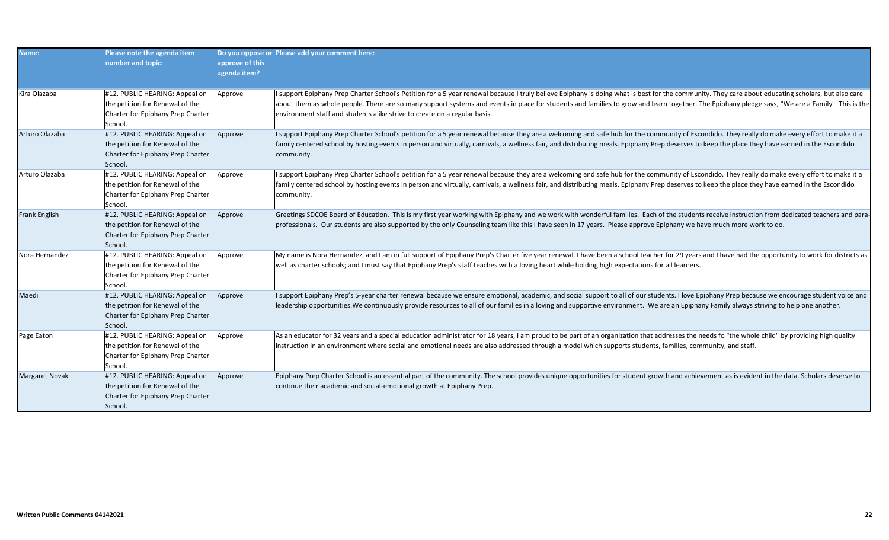| Name: | Please note the agenda item number and topic: | Do you oppose or approve of this agenda item? | Please add your comment here: |
|---|---|---|---|
| Kira Olazaba | #12. PUBLIC HEARING: Appeal on the petition for Renewal of the Charter for Epiphany Prep Charter School. | Approve | I support Epiphany Prep Charter School's Petition for a 5 year renewal because I truly believe Epiphany is doing what is best for the community. They care about educating scholars, but also care about them as whole people. There are so many support systems and events in place for students and families to grow and learn together. The Epiphany pledge says, "We are a Family". This is the environment staff and students alike strive to create on a regular basis. |
| Arturo Olazaba | #12. PUBLIC HEARING: Appeal on the petition for Renewal of the Charter for Epiphany Prep Charter School. | Approve | I support Epiphany Prep Charter School's petition for a 5 year renewal because they are a welcoming and safe hub for the community of Escondido. They really do make every effort to make it a family centered school by hosting events in person and virtually, carnivals, a wellness fair, and distributing meals. Epiphany Prep deserves to keep the place they have earned in the Escondido community. |
| Arturo Olazaba | #12. PUBLIC HEARING: Appeal on the petition for Renewal of the Charter for Epiphany Prep Charter School. | Approve | I support Epiphany Prep Charter School's petition for a 5 year renewal because they are a welcoming and safe hub for the community of Escondido. They really do make every effort to make it a family centered school by hosting events in person and virtually, carnivals, a wellness fair, and distributing meals. Epiphany Prep deserves to keep the place they have earned in the Escondido community. |
| Frank English | #12. PUBLIC HEARING: Appeal on the petition for Renewal of the Charter for Epiphany Prep Charter School. | Approve | Greetings SDCOE Board of Education. This is my first year working with Epiphany and we work with wonderful families. Each of the students receive instruction from dedicated teachers and para-professionals. Our students are also supported by the only Counseling team like this I have seen in 17 years. Please approve Epiphany we have much more work to do. |
| Nora Hernandez | #12. PUBLIC HEARING: Appeal on the petition for Renewal of the Charter for Epiphany Prep Charter School. | Approve | My name is Nora Hernandez, and I am in full support of Epiphany Prep's Charter five year renewal. I have been a school teacher for 29 years and I have had the opportunity to work for districts as well as charter schools; and I must say that Epiphany Prep's staff teaches with a loving heart while holding high expectations for all learners. |
| Maedi | #12. PUBLIC HEARING: Appeal on the petition for Renewal of the Charter for Epiphany Prep Charter School. | Approve | I support Epiphany Prep's 5-year charter renewal because we ensure emotional, academic, and social support to all of our students. I love Epiphany Prep because we encourage student voice and leadership opportunities.We continuously provide resources to all of our families in a loving and supportive environment. We are an Epiphany Family always striving to help one another. |
| Page Eaton | #12. PUBLIC HEARING: Appeal on the petition for Renewal of the Charter for Epiphany Prep Charter School. | Approve | As an educator for 32 years and a special education administrator for 18 years, I am proud to be part of an organization that addresses the needs fo "the whole child" by providing high quality instruction in an environment where social and emotional needs are also addressed through a model which supports students, families, community, and staff. |
| Margaret Novak | #12. PUBLIC HEARING: Appeal on the petition for Renewal of the Charter for Epiphany Prep Charter School. | Approve | Epiphany Prep Charter School is an essential part of the community. The school provides unique opportunities for student growth and achievement as is evident in the data. Scholars deserve to continue their academic and social-emotional growth at Epiphany Prep. |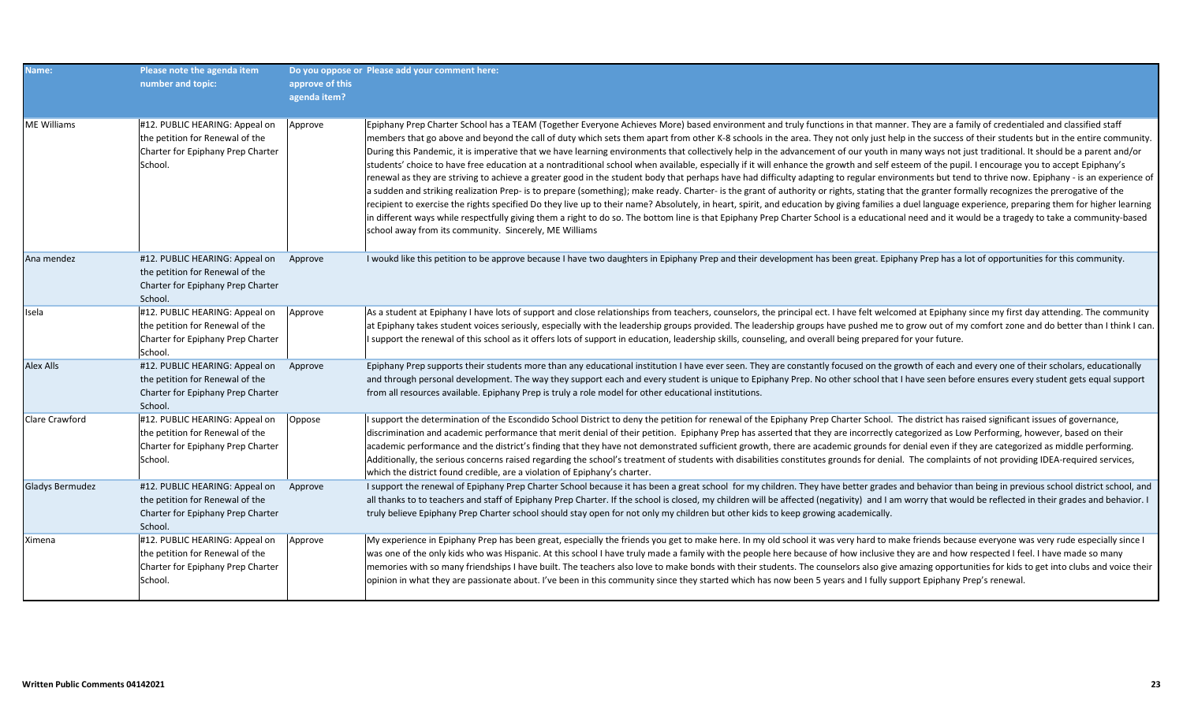| Name: | Please note the agenda item number and topic: | Do you oppose or approve of this agenda item? | Please add your comment here: |
|---|---|---|---|
| ME Williams | #12. PUBLIC HEARING: Appeal on the petition for Renewal of the Charter for Epiphany Prep Charter School. | Approve | Epiphany Prep Charter School has a TEAM (Together Everyone Achieves More) based environment and truly functions in that manner. They are a family of credentialed and classified staff members that go above and beyond the call of duty which sets them apart from other K-8 schools in the area. They not only just help in the success of their students but in the entire community. During this Pandemic, it is imperative that we have learning environments that collectively help in the advancement of our youth in many ways not just traditional. It should be a parent and/or students' choice to have free education at a nontraditional school when available, especially if it will enhance the growth and self esteem of the pupil. I encourage you to accept Epiphany's renewal as they are striving to achieve a greater good in the student body that perhaps have had difficulty adapting to regular environments but tend to thrive now. Epiphany - is an experience of a sudden and striking realization Prep- is to prepare (something); make ready. Charter- is the grant of authority or rights, stating that the granter formally recognizes the prerogative of the recipient to exercise the rights specified Do they live up to their name? Absolutely, in heart, spirit, and education by giving families a duel language experience, preparing them for higher learning in different ways while respectfully giving them a right to do so. The bottom line is that Epiphany Prep Charter School is a educational need and it would be a tragedy to take a community-based school away from its community. Sincerely, ME Williams |
| Ana mendez | #12. PUBLIC HEARING: Appeal on the petition for Renewal of the Charter for Epiphany Prep Charter School. | Approve | I woukd like this petition to be approve because I have two daughters in Epiphany Prep and their development has been great. Epiphany Prep has a lot of opportunities for this community. |
| Isela | #12. PUBLIC HEARING: Appeal on the petition for Renewal of the Charter for Epiphany Prep Charter School. | Approve | As a student at Epiphany I have lots of support and close relationships from teachers, counselors, the principal ect. I have felt welcomed at Epiphany since my first day attending. The community at Epiphany takes student voices seriously, especially with the leadership groups provided. The leadership groups have pushed me to grow out of my comfort zone and do better than I think I can. I support the renewal of this school as it offers lots of support in education, leadership skills, counseling, and overall being prepared for your future. |
| Alex Alls | #12. PUBLIC HEARING: Appeal on the petition for Renewal of the Charter for Epiphany Prep Charter School. | Approve | Epiphany Prep supports their students more than any educational institution I have ever seen. They are constantly focused on the growth of each and every one of their scholars, educationally and through personal development. The way they support each and every student is unique to Epiphany Prep. No other school that I have seen before ensures every student gets equal support from all resources available. Epiphany Prep is truly a role model for other educational institutions. |
| Clare Crawford | #12. PUBLIC HEARING: Appeal on the petition for Renewal of the Charter for Epiphany Prep Charter School. | Oppose | I support the determination of the Escondido School District to deny the petition for renewal of the Epiphany Prep Charter School. The district has raised significant issues of governance, discrimination and academic performance that merit denial of their petition. Epiphany Prep has asserted that they are incorrectly categorized as Low Performing, however, based on their academic performance and the district's finding that they have not demonstrated sufficient growth, there are academic grounds for denial even if they are categorized as middle performing. Additionally, the serious concerns raised regarding the school's treatment of students with disabilities constitutes grounds for denial. The complaints of not providing IDEA-required services, which the district found credible, are a violation of Epiphany's charter. |
| Gladys Bermudez | #12. PUBLIC HEARING: Appeal on the petition for Renewal of the Charter for Epiphany Prep Charter School. | Approve | I support the renewal of Epiphany Prep Charter School because it has been a great school for my children. They have better grades and behavior than being in previous school district school, and all thanks to to teachers and staff of Epiphany Prep Charter. If the school is closed, my children will be affected (negativity) and I am worry that would be reflected in their grades and behavior. I truly believe Epiphany Prep Charter school should stay open for not only my children but other kids to keep growing academically. |
| Ximena | #12. PUBLIC HEARING: Appeal on the petition for Renewal of the Charter for Epiphany Prep Charter School. | Approve | My experience in Epiphany Prep has been great, especially the friends you get to make here. In my old school it was very hard to make friends because everyone was very rude especially since I was one of the only kids who was Hispanic. At this school I have truly made a family with the people here because of how inclusive they are and how respected I feel. I have made so many memories with so many friendships I have built. The teachers also love to make bonds with their students. The counselors also give amazing opportunities for kids to get into clubs and voice their opinion in what they are passionate about. I've been in this community since they started which has now been 5 years and I fully support Epiphany Prep's renewal. |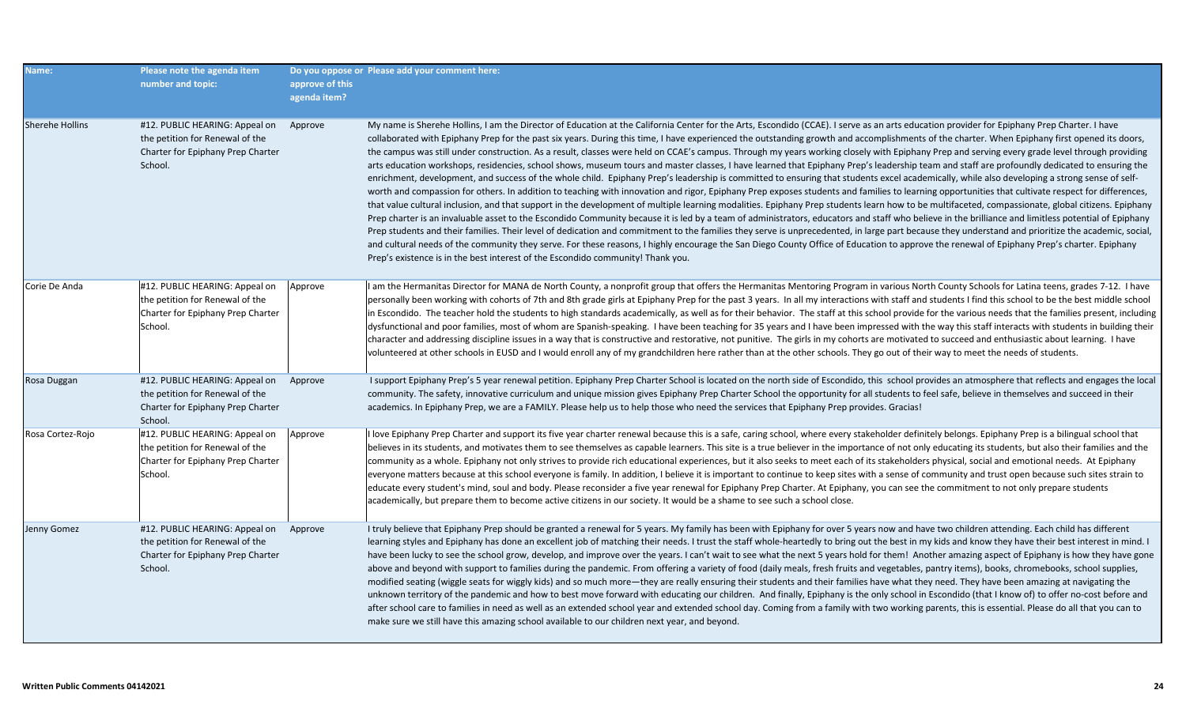| Name: | Please note the agenda item number and topic: | Do you oppose or approve of this agenda item? | Please add your comment here: |
|---|---|---|---|
| Sherehe Hollins | #12. PUBLIC HEARING: Appeal on the petition for Renewal of the Charter for Epiphany Prep Charter School. | Approve | My name is Sherehe Hollins, I am the Director of Education at the California Center for the Arts, Escondido (CCAE). I serve as an arts education provider for Epiphany Prep Charter. I have collaborated with Epiphany Prep for the past six years. During this time, I have experienced the outstanding growth and accomplishments of the charter. When Epiphany first opened its doors, the campus was still under construction. As a result, classes were held on CCAE's campus. Through my years working closely with Epiphany Prep and serving every grade level through providing arts education workshops, residencies, school shows, museum tours and master classes, I have learned that Epiphany Prep's leadership team and staff are profoundly dedicated to ensuring the enrichment, development, and success of the whole child. Epiphany Prep's leadership is committed to ensuring that students excel academically, while also developing a strong sense of self-worth and compassion for others. In addition to teaching with innovation and rigor, Epiphany Prep exposes students and families to learning opportunities that cultivate respect for differences, that value cultural inclusion, and that support in the development of multiple learning modalities. Epiphany Prep students learn how to be multifaceted, compassionate, global citizens. Epiphany Prep charter is an invaluable asset to the Escondido Community because it is led by a team of administrators, educators and staff who believe in the brilliance and limitless potential of Epiphany Prep students and their families. Their level of dedication and commitment to the families they serve is unprecedented, in large part because they understand and prioritize the academic, social, and cultural needs of the community they serve. For these reasons, I highly encourage the San Diego County Office of Education to approve the renewal of Epiphany Prep's charter. Epiphany Prep's existence is in the best interest of the Escondido community! Thank you. |
| Corie De Anda | #12. PUBLIC HEARING: Appeal on the petition for Renewal of the Charter for Epiphany Prep Charter School. | Approve | I am the Hermanitas Director for MANA de North County, a nonprofit group that offers the Hermanitas Mentoring Program in various North County Schools for Latina teens, grades 7-12. I have personally been working with cohorts of 7th and 8th grade girls at Epiphany Prep for the past 3 years. In all my interactions with staff and students I find this school to be the best middle school in Escondido. The teacher hold the students to high standards academically, as well as for their behavior. The staff at this school provide for the various needs that the families present, including dysfunctional and poor families, most of whom are Spanish-speaking. I have been teaching for 35 years and I have been impressed with the way this staff interacts with students in building their character and addressing discipline issues in a way that is constructive and restorative, not punitive. The girls in my cohorts are motivated to succeed and enthusiastic about learning. I have volunteered at other schools in EUSD and I would enroll any of my grandchildren here rather than at the other schools. They go out of their way to meet the needs of students. |
| Rosa Duggan | #12. PUBLIC HEARING: Appeal on the petition for Renewal of the Charter for Epiphany Prep Charter School. | Approve | I support Epiphany Prep's 5 year renewal petition. Epiphany Prep Charter School is located on the north side of Escondido, this school provides an atmosphere that reflects and engages the local community. The safety, innovative curriculum and unique mission gives Epiphany Prep Charter School the opportunity for all students to feel safe, believe in themselves and succeed in their academics. In Epiphany Prep, we are a FAMILY. Please help us to help those who need the services that Epiphany Prep provides. Gracias! |
| Rosa Cortez-Rojo | #12. PUBLIC HEARING: Appeal on the petition for Renewal of the Charter for Epiphany Prep Charter School. | Approve | I love Epiphany Prep Charter and support its five year charter renewal because this is a safe, caring school, where every stakeholder definitely belongs. Epiphany Prep is a bilingual school that believes in its students, and motivates them to see themselves as capable learners. This site is a true believer in the importance of not only educating its students, but also their families and the community as a whole. Epiphany not only strives to provide rich educational experiences, but it also seeks to meet each of its stakeholders physical, social and emotional needs. At Epiphany everyone matters because at this school everyone is family. In addition, I believe it is important to continue to keep sites with a sense of community and trust open because such sites strain to educate every student's mind, soul and body. Please reconsider a five year renewal for Epiphany Prep Charter. At Epiphany, you can see the commitment to not only prepare students academically, but prepare them to become active citizens in our society. It would be a shame to see such a school close. |
| Jenny Gomez | #12. PUBLIC HEARING: Appeal on the petition for Renewal of the Charter for Epiphany Prep Charter School. | Approve | I truly believe that Epiphany Prep should be granted a renewal for 5 years. My family has been with Epiphany for over 5 years now and have two children attending. Each child has different learning styles and Epiphany has done an excellent job of matching their needs. I trust the staff whole-heartedly to bring out the best in my kids and know they have their best interest in mind. I have been lucky to see the school grow, develop, and improve over the years. I can't wait to see what the next 5 years hold for them! Another amazing aspect of Epiphany is how they have gone above and beyond with support to families during the pandemic. From offering a variety of food (daily meals, fresh fruits and vegetables, pantry items), books, chromebooks, school supplies, modified seating (wiggle seats for wiggly kids) and so much more—they are really ensuring their students and their families have what they need. They have been amazing at navigating the unknown territory of the pandemic and how to best move forward with educating our children. And finally, Epiphany is the only school in Escondido (that I know of) to offer no-cost before and after school care to families in need as well as an extended school year and extended school day. Coming from a family with two working parents, this is essential. Please do all that you can to make sure we still have this amazing school available to our children next year, and beyond. |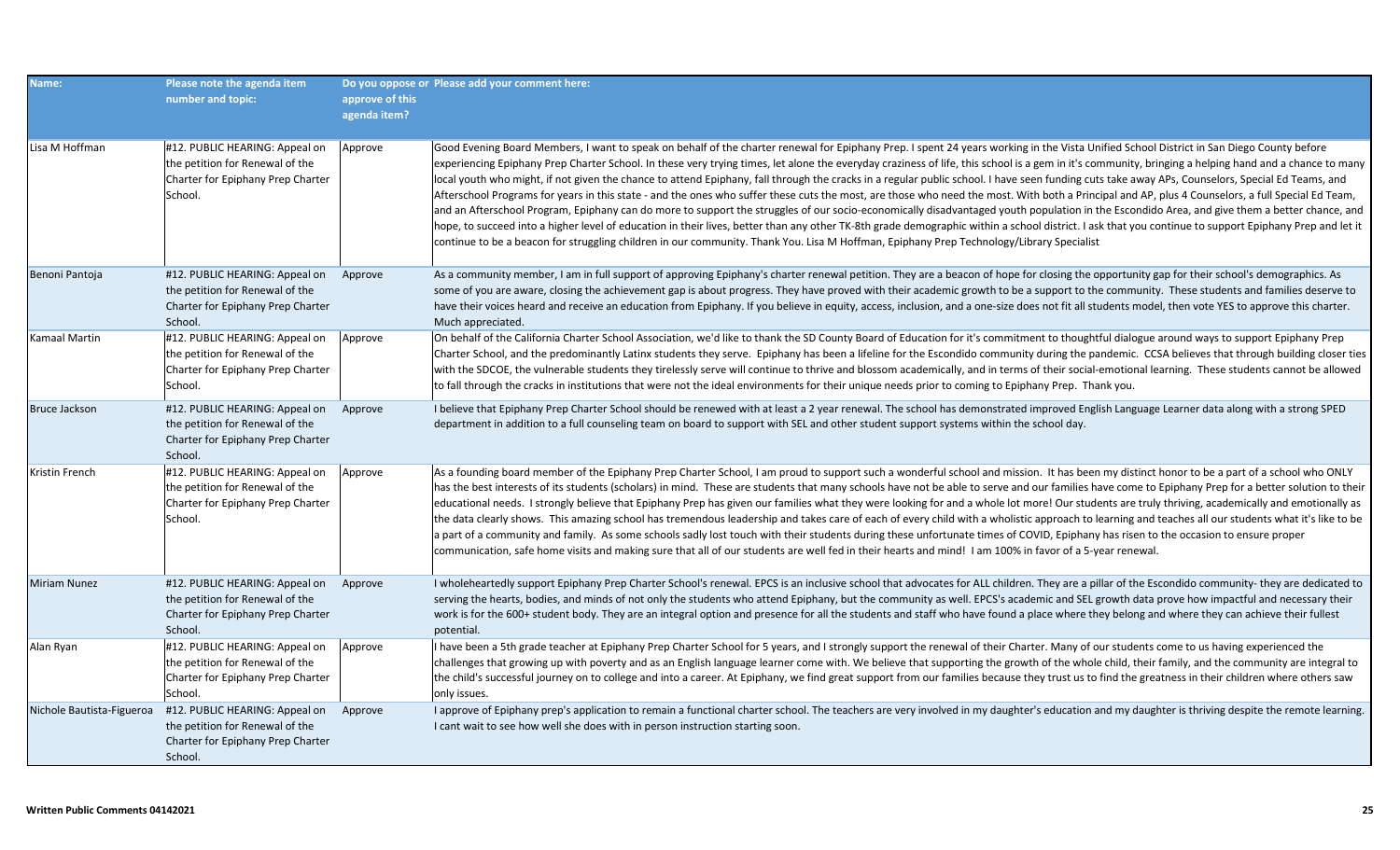| Name: | Please note the agenda item number and topic: | Do you oppose or approve of this agenda item? | Please add your comment here: |
|---|---|---|---|
| Lisa M Hoffman | #12. PUBLIC HEARING: Appeal on the petition for Renewal of the Charter for Epiphany Prep Charter School. | Approve | Good Evening Board Members, I want to speak on behalf of the charter renewal for Epiphany Prep. I spent 24 years working in the Vista Unified School District in San Diego County before experiencing Epiphany Prep Charter School. In these very trying times, let alone the everyday craziness of life, this school is a gem in it's community, bringing a helping hand and a chance to many local youth who might, if not given the chance to attend Epiphany, fall through the cracks in a regular public school. I have seen funding cuts take away APs, Counselors, Special Ed Teams, and Afterschool Programs for years in this state - and the ones who suffer these cuts the most, are those who need the most. With both a Principal and AP, plus 4 Counselors, a full Special Ed Team, and an Afterschool Program, Epiphany can do more to support the struggles of our socio-economically disadvantaged youth population in the Escondido Area, and give them a better chance, and hope, to succeed into a higher level of education in their lives, better than any other TK-8th grade demographic within a school district. I ask that you continue to support Epiphany Prep and let it continue to be a beacon for struggling children in our community. Thank You. Lisa M Hoffman, Epiphany Prep Technology/Library Specialist |
| Benoni Pantoja | #12. PUBLIC HEARING: Appeal on the petition for Renewal of the Charter for Epiphany Prep Charter School. | Approve | As a community member, I am in full support of approving Epiphany's charter renewal petition. They are a beacon of hope for closing the opportunity gap for their school's demographics. As some of you are aware, closing the achievement gap is about progress. They have proved with their academic growth to be a support to the community. These students and families deserve to have their voices heard and receive an education from Epiphany. If you believe in equity, access, inclusion, and a one-size does not fit all students model, then vote YES to approve this charter. Much appreciated. |
| Kamaal Martin | #12. PUBLIC HEARING: Appeal on the petition for Renewal of the Charter for Epiphany Prep Charter School. | Approve | On behalf of the California Charter School Association, we'd like to thank the SD County Board of Education for it's commitment to thoughtful dialogue around ways to support Epiphany Prep Charter School, and the predominantly Latinx students they serve. Epiphany has been a lifeline for the Escondido community during the pandemic. CCSA believes that through building closer ties with the SDCOE, the vulnerable students they tirelessly serve will continue to thrive and blossom academically, and in terms of their social-emotional learning. These students cannot be allowed to fall through the cracks in institutions that were not the ideal environments for their unique needs prior to coming to Epiphany Prep. Thank you. |
| Bruce Jackson | #12. PUBLIC HEARING: Appeal on the petition for Renewal of the Charter for Epiphany Prep Charter School. | Approve | I believe that Epiphany Prep Charter School should be renewed with at least a 2 year renewal. The school has demonstrated improved English Language Learner data along with a strong SPED department in addition to a full counseling team on board to support with SEL and other student support systems within the school day. |
| Kristin French | #12. PUBLIC HEARING: Appeal on the petition for Renewal of the Charter for Epiphany Prep Charter School. | Approve | As a founding board member of the Epiphany Prep Charter School, I am proud to support such a wonderful school and mission. It has been my distinct honor to be a part of a school who ONLY has the best interests of its students (scholars) in mind. These are students that many schools have not be able to serve and our families have come to Epiphany Prep for a better solution to their educational needs. I strongly believe that Epiphany Prep has given our families what they were looking for and a whole lot more! Our students are truly thriving, academically and emotionally as the data clearly shows. This amazing school has tremendous leadership and takes care of each of every child with a wholistic approach to learning and teaches all our students what it's like to be a part of a community and family. As some schools sadly lost touch with their students during these unfortunate times of COVID, Epiphany has risen to the occasion to ensure proper communication, safe home visits and making sure that all of our students are well fed in their hearts and mind! I am 100% in favor of a 5-year renewal. |
| Miriam Nunez | #12. PUBLIC HEARING: Appeal on the petition for Renewal of the Charter for Epiphany Prep Charter School. | Approve | I wholeheartedly support Epiphany Prep Charter School's renewal. EPCS is an inclusive school that advocates for ALL children. They are a pillar of the Escondido community- they are dedicated to serving the hearts, bodies, and minds of not only the students who attend Epiphany, but the community as well. EPCS's academic and SEL growth data prove how impactful and necessary their work is for the 600+ student body. They are an integral option and presence for all the students and staff who have found a place where they belong and where they can achieve their fullest potential. |
| Alan Ryan | #12. PUBLIC HEARING: Appeal on the petition for Renewal of the Charter for Epiphany Prep Charter School. | Approve | I have been a 5th grade teacher at Epiphany Prep Charter School for 5 years, and I strongly support the renewal of their Charter. Many of our students come to us having experienced the challenges that growing up with poverty and as an English language learner come with. We believe that supporting the growth of the whole child, their family, and the community are integral to the child's successful journey on to college and into a career. At Epiphany, we find great support from our families because they trust us to find the greatness in their children where others saw only issues. |
| Nichole Bautista-Figueroa | #12. PUBLIC HEARING: Appeal on the petition for Renewal of the Charter for Epiphany Prep Charter School. | Approve | I approve of Epiphany prep's application to remain a functional charter school. The teachers are very involved in my daughter's education and my daughter is thriving despite the remote learning. I cant wait to see how well she does with in person instruction starting soon. |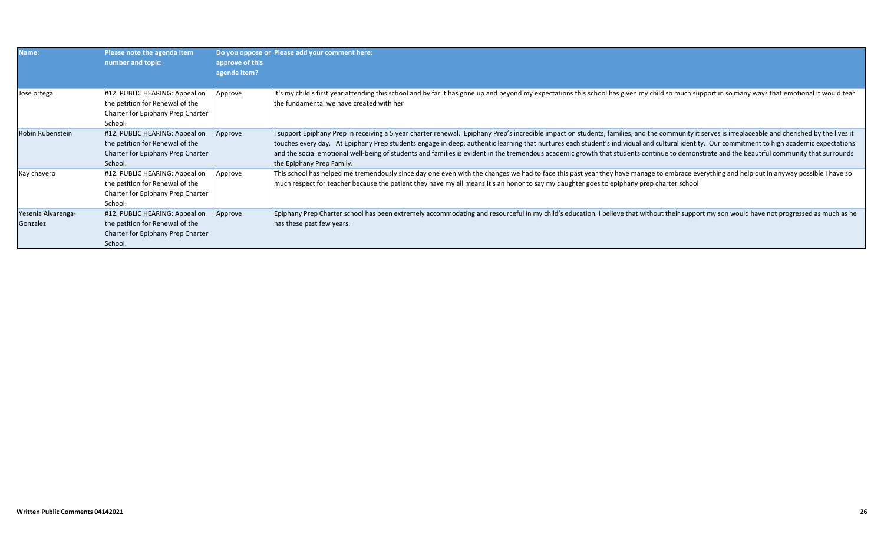| Name: | Please note the agenda item number and topic: | Do you oppose or approve of this agenda item? | Please add your comment here: |
|---|---|---|---|
| Jose ortega | #12. PUBLIC HEARING: Appeal on the petition for Renewal of the Charter for Epiphany Prep Charter School. | Approve | It's my child's first year attending this school and by far it has gone up and beyond my expectations this school has given my child so much support in so many ways that emotional it would tear the fundamental we have created with her |
| Robin Rubenstein | #12. PUBLIC HEARING: Appeal on the petition for Renewal of the Charter for Epiphany Prep Charter School. | Approve | I support Epiphany Prep in receiving a 5 year charter renewal. Epiphany Prep's incredible impact on students, families, and the community it serves is irreplaceable and cherished by the lives it touches every day. At Epiphany Prep students engage in deep, authentic learning that nurtures each student's individual and cultural identity. Our commitment to high academic expectations and the social emotional well-being of students and families is evident in the tremendous academic growth that students continue to demonstrate and the beautiful community that surrounds the Epiphany Prep Family. |
| Kay chavero | #12. PUBLIC HEARING: Appeal on the petition for Renewal of the Charter for Epiphany Prep Charter School. | Approve | This school has helped me tremendously since day one even with the changes we had to face this past year they have manage to embrace everything and help out in anyway possible I have so much respect for teacher because the patient they have my all means it's an honor to say my daughter goes to epiphany prep charter school |
| Yesenia Alvarenga-Gonzalez | #12. PUBLIC HEARING: Appeal on the petition for Renewal of the Charter for Epiphany Prep Charter School. | Approve | Epiphany Prep Charter school has been extremely accommodating and resourceful in my child's education. I believe that without their support my son would have not progressed as much as he has these past few years. |